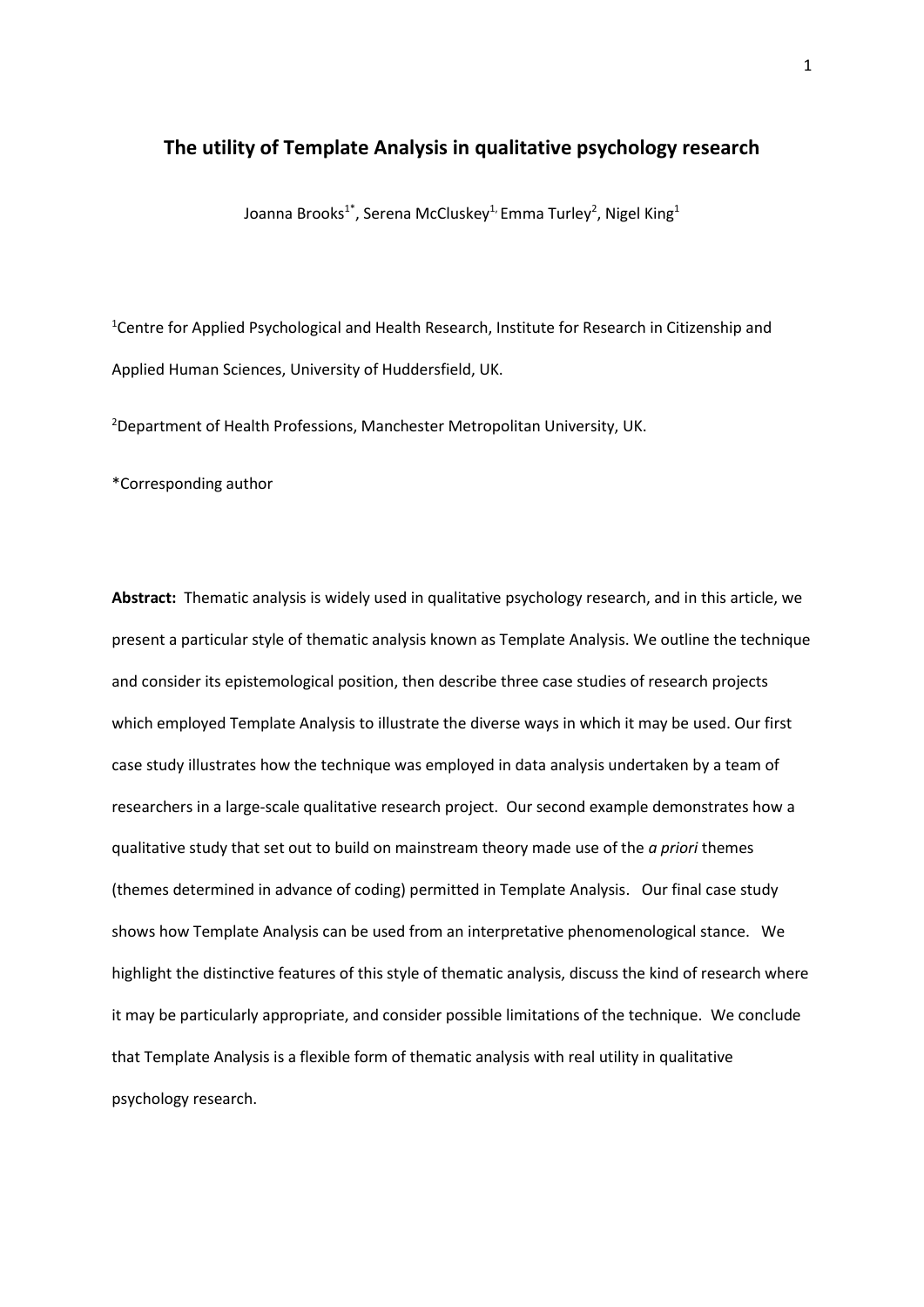# The utility of Template Analysis in qualitative psychology research

Joanna Brooks[1*], Serena McCluskey[1], Emma Turley[2], Nigel King[1]

[1]Centre for Applied Psychological and Health Research, Institute for Research in Citizenship and Applied Human Sciences, University of Huddersfield, UK.

[2]Department of Health Professions, Manchester Metropolitan University, UK.

*Corresponding author

**Abstract:** Thematic analysis is widely used in qualitative psychology research, and in this article, we present a particular style of thematic analysis known as Template Analysis. We outline the technique and consider its epistemological position, then describe three case studies of research projects which employed Template Analysis to illustrate the diverse ways in which it may be used. Our first case study illustrates how the technique was employed in data analysis undertaken by a team of researchers in a large-scale qualitative research project. Our second example demonstrates how a qualitative study that set out to build on mainstream theory made use of the *a priori* themes (themes determined in advance of coding) permitted in Template Analysis. Our final case study shows how Template Analysis can be used from an interpretative phenomenological stance. We highlight the distinctive features of this style of thematic analysis, discuss the kind of research where it may be particularly appropriate, and consider possible limitations of the technique. We conclude that Template Analysis is a flexible form of thematic analysis with real utility in qualitative psychology research.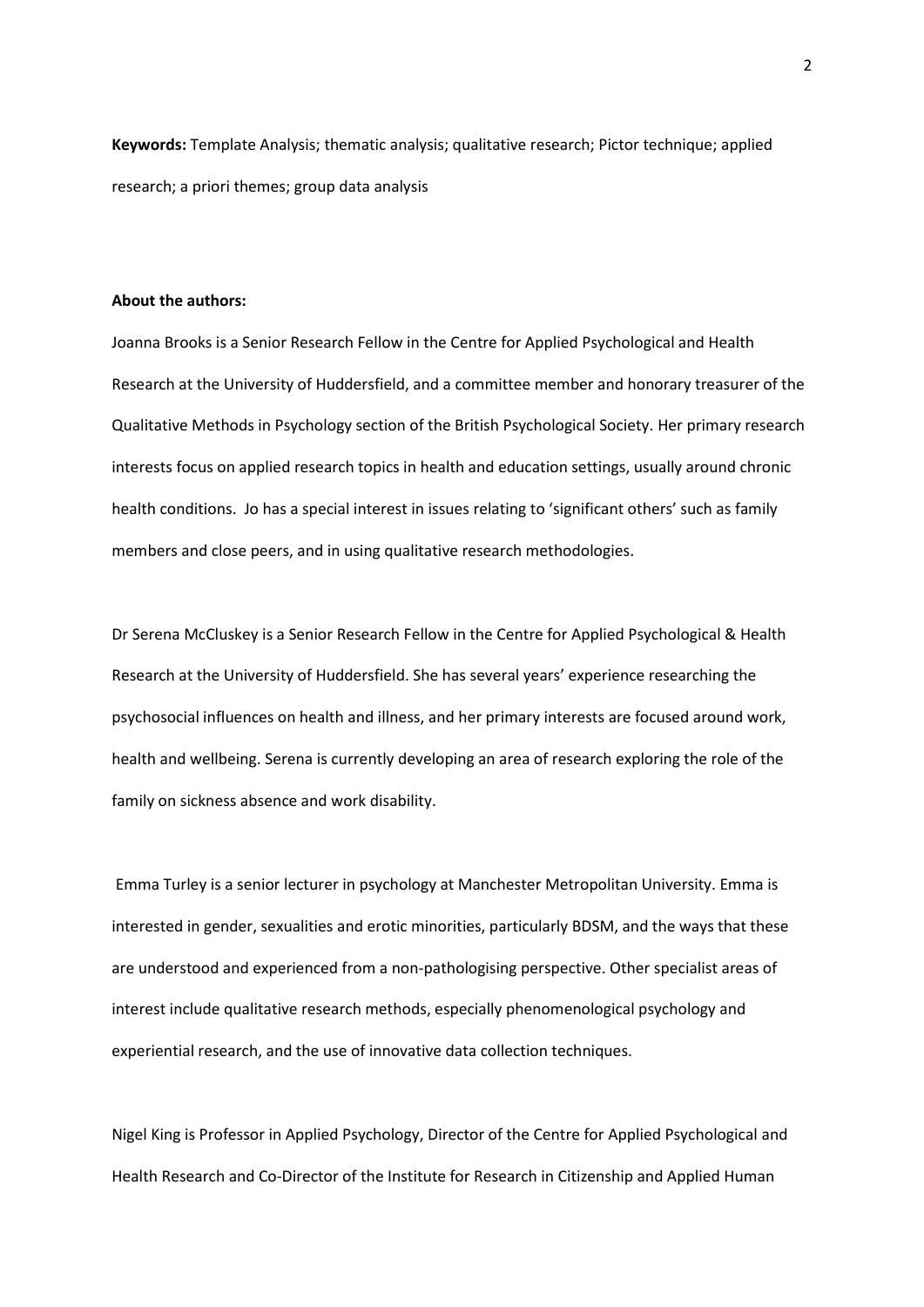**Keywords:** Template Analysis; thematic analysis; qualitative research; Pictor technique; applied research; a priori themes; group data analysis

**About the authors:**

Joanna Brooks is a Senior Research Fellow in the Centre for Applied Psychological and Health Research at the University of Huddersfield, and a committee member and honorary treasurer of the Qualitative Methods in Psychology section of the British Psychological Society. Her primary research interests focus on applied research topics in health and education settings, usually around chronic health conditions. Jo has a special interest in issues relating to 'significant others' such as family members and close peers, and in using qualitative research methodologies.

Dr Serena McCluskey is a Senior Research Fellow in the Centre for Applied Psychological & Health Research at the University of Huddersfield. She has several years' experience researching the psychosocial influences on health and illness, and her primary interests are focused around work, health and wellbeing. Serena is currently developing an area of research exploring the role of the family on sickness absence and work disability.

Emma Turley is a senior lecturer in psychology at Manchester Metropolitan University. Emma is interested in gender, sexualities and erotic minorities, particularly BDSM, and the ways that these are understood and experienced from a non-pathologising perspective. Other specialist areas of interest include qualitative research methods, especially phenomenological psychology and experiential research, and the use of innovative data collection techniques.

Nigel King is Professor in Applied Psychology, Director of the Centre for Applied Psychological and Health Research and Co-Director of the Institute for Research in Citizenship and Applied Human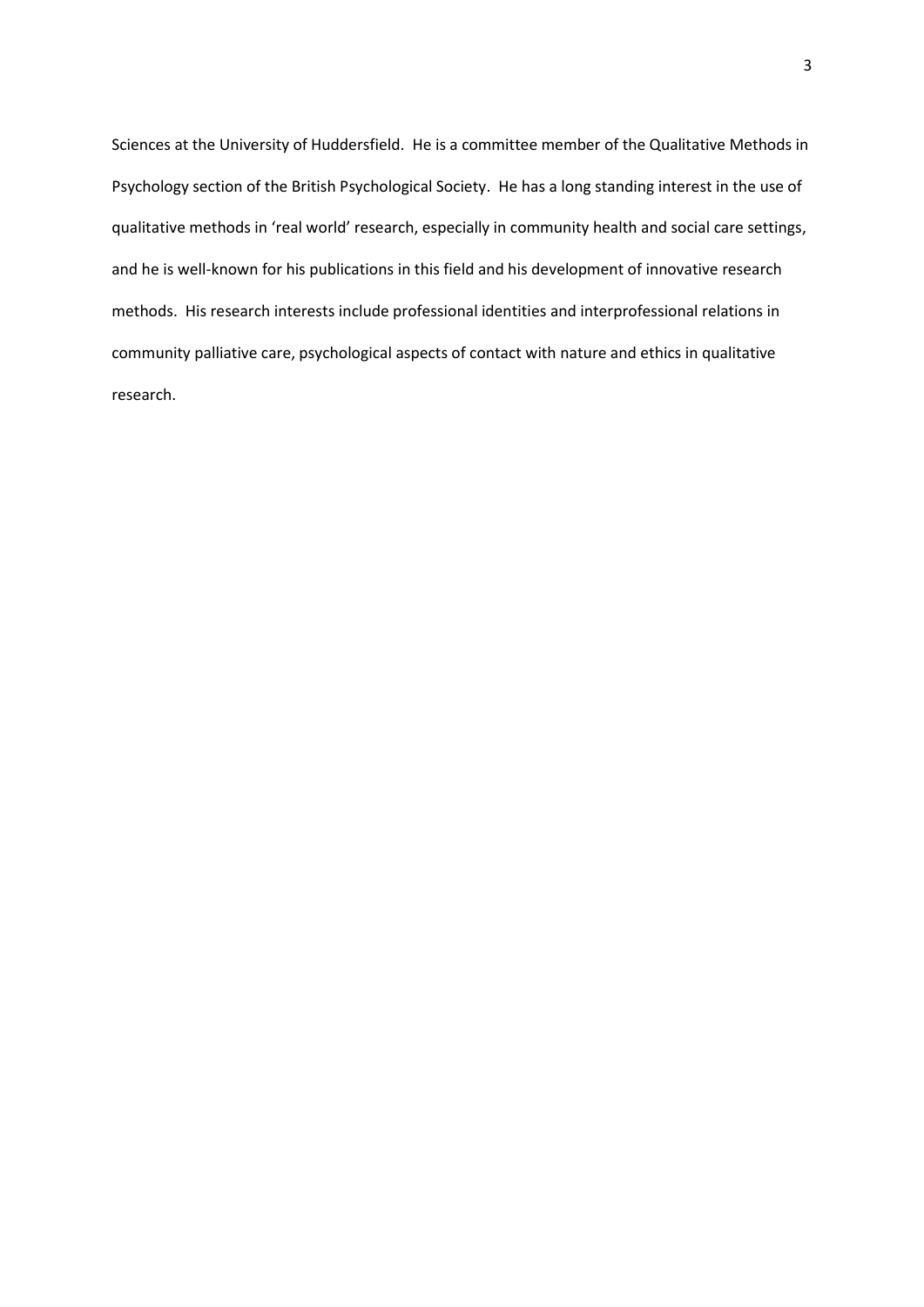Sciences at the University of Huddersfield. He is a committee member of the Qualitative Methods in Psychology section of the British Psychological Society. He has a long standing interest in the use of qualitative methods in 'real world' research, especially in community health and social care settings, and he is well-known for his publications in this field and his development of innovative research methods. His research interests include professional identities and interprofessional relations in community palliative care, psychological aspects of contact with nature and ethics in qualitative research.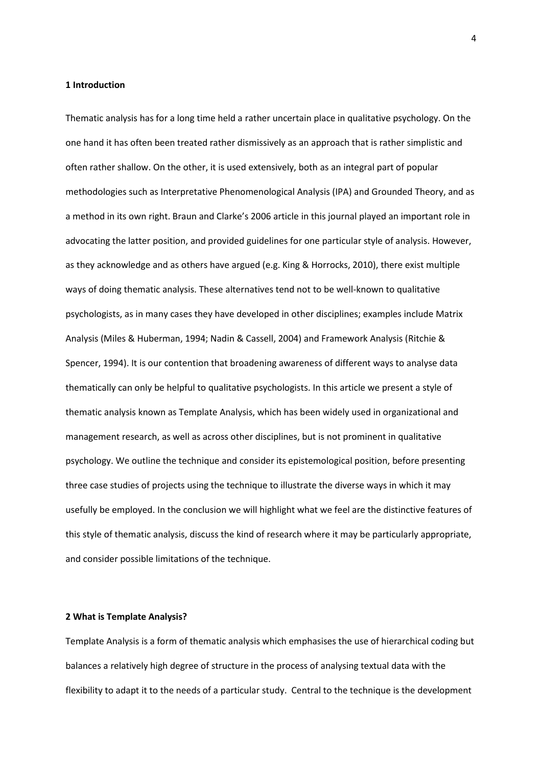## 1 Introduction

Thematic analysis has for a long time held a rather uncertain place in qualitative psychology. On the one hand it has often been treated rather dismissively as an approach that is rather simplistic and often rather shallow. On the other, it is used extensively, both as an integral part of popular methodologies such as Interpretative Phenomenological Analysis (IPA) and Grounded Theory, and as a method in its own right. Braun and Clarke's 2006 article in this journal played an important role in advocating the latter position, and provided guidelines for one particular style of analysis. However, as they acknowledge and as others have argued (e.g. King & Horrocks, 2010), there exist multiple ways of doing thematic analysis. These alternatives tend not to be well-known to qualitative psychologists, as in many cases they have developed in other disciplines; examples include Matrix Analysis (Miles & Huberman, 1994; Nadin & Cassell, 2004) and Framework Analysis (Ritchie & Spencer, 1994). It is our contention that broadening awareness of different ways to analyse data thematically can only be helpful to qualitative psychologists. In this article we present a style of thematic analysis known as Template Analysis, which has been widely used in organizational and management research, as well as across other disciplines, but is not prominent in qualitative psychology. We outline the technique and consider its epistemological position, before presenting three case studies of projects using the technique to illustrate the diverse ways in which it may usefully be employed. In the conclusion we will highlight what we feel are the distinctive features of this style of thematic analysis, discuss the kind of research where it may be particularly appropriate, and consider possible limitations of the technique.

## 2 What is Template Analysis?

Template Analysis is a form of thematic analysis which emphasises the use of hierarchical coding but balances a relatively high degree of structure in the process of analysing textual data with the flexibility to adapt it to the needs of a particular study. Central to the technique is the development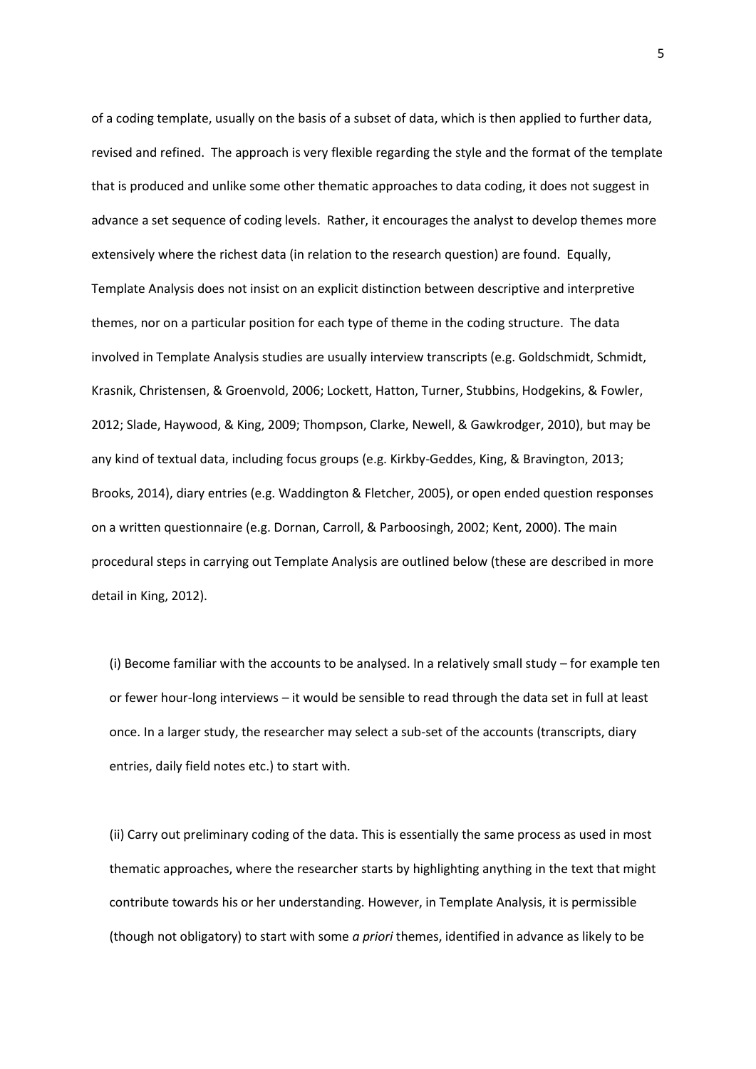of a coding template, usually on the basis of a subset of data, which is then applied to further data, revised and refined. The approach is very flexible regarding the style and the format of the template that is produced and unlike some other thematic approaches to data coding, it does not suggest in advance a set sequence of coding levels. Rather, it encourages the analyst to develop themes more extensively where the richest data (in relation to the research question) are found. Equally, Template Analysis does not insist on an explicit distinction between descriptive and interpretive themes, nor on a particular position for each type of theme in the coding structure. The data involved in Template Analysis studies are usually interview transcripts (e.g. Goldschmidt, Schmidt, Krasnik, Christensen, & Groenvold, 2006; Lockett, Hatton, Turner, Stubbins, Hodgekins, & Fowler, 2012; Slade, Haywood, & King, 2009; Thompson, Clarke, Newell, & Gawkrodger, 2010), but may be any kind of textual data, including focus groups (e.g. Kirkby-Geddes, King, & Bravington, 2013; Brooks, 2014), diary entries (e.g. Waddington & Fletcher, 2005), or open ended question responses on a written questionnaire (e.g. Dornan, Carroll, & Parboosingh, 2002; Kent, 2000). The main procedural steps in carrying out Template Analysis are outlined below (these are described in more detail in King, 2012).

(i) Become familiar with the accounts to be analysed. In a relatively small study – for example ten or fewer hour-long interviews – it would be sensible to read through the data set in full at least once. In a larger study, the researcher may select a sub-set of the accounts (transcripts, diary entries, daily field notes etc.) to start with.

(ii) Carry out preliminary coding of the data. This is essentially the same process as used in most thematic approaches, where the researcher starts by highlighting anything in the text that might contribute towards his or her understanding. However, in Template Analysis, it is permissible (though not obligatory) to start with some *a priori* themes, identified in advance as likely to be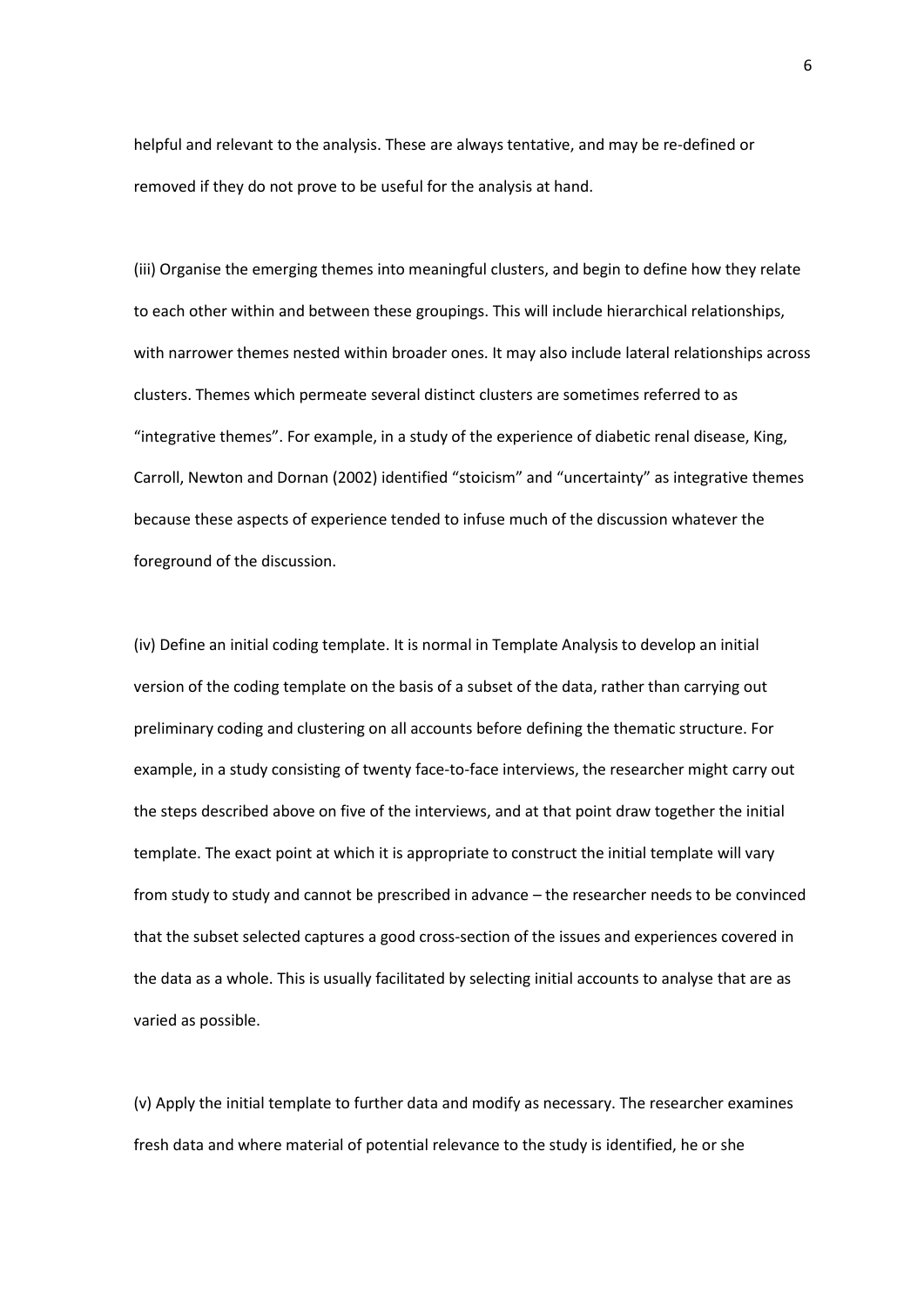helpful and relevant to the analysis. These are always tentative, and may be re-defined or removed if they do not prove to be useful for the analysis at hand.

(iii) Organise the emerging themes into meaningful clusters, and begin to define how they relate to each other within and between these groupings. This will include hierarchical relationships, with narrower themes nested within broader ones. It may also include lateral relationships across clusters. Themes which permeate several distinct clusters are sometimes referred to as "integrative themes". For example, in a study of the experience of diabetic renal disease, King, Carroll, Newton and Dornan (2002) identified "stoicism" and "uncertainty" as integrative themes because these aspects of experience tended to infuse much of the discussion whatever the foreground of the discussion.

(iv) Define an initial coding template. It is normal in Template Analysis to develop an initial version of the coding template on the basis of a subset of the data, rather than carrying out preliminary coding and clustering on all accounts before defining the thematic structure. For example, in a study consisting of twenty face-to-face interviews, the researcher might carry out the steps described above on five of the interviews, and at that point draw together the initial template. The exact point at which it is appropriate to construct the initial template will vary from study to study and cannot be prescribed in advance – the researcher needs to be convinced that the subset selected captures a good cross-section of the issues and experiences covered in the data as a whole. This is usually facilitated by selecting initial accounts to analyse that are as varied as possible.

(v) Apply the initial template to further data and modify as necessary. The researcher examines fresh data and where material of potential relevance to the study is identified, he or she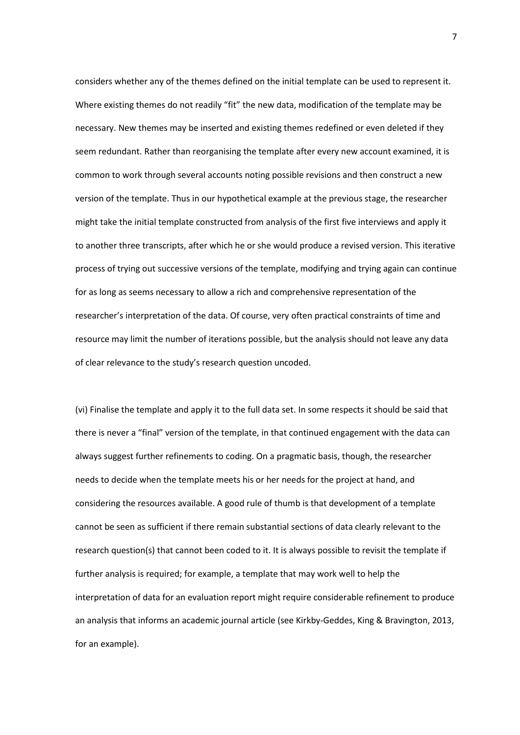considers whether any of the themes defined on the initial template can be used to represent it. Where existing themes do not readily "fit" the new data, modification of the template may be necessary. New themes may be inserted and existing themes redefined or even deleted if they seem redundant. Rather than reorganising the template after every new account examined, it is common to work through several accounts noting possible revisions and then construct a new version of the template. Thus in our hypothetical example at the previous stage, the researcher might take the initial template constructed from analysis of the first five interviews and apply it to another three transcripts, after which he or she would produce a revised version. This iterative process of trying out successive versions of the template, modifying and trying again can continue for as long as seems necessary to allow a rich and comprehensive representation of the researcher's interpretation of the data. Of course, very often practical constraints of time and resource may limit the number of iterations possible, but the analysis should not leave any data of clear relevance to the study's research question uncoded.

(vi) Finalise the template and apply it to the full data set. In some respects it should be said that there is never a "final" version of the template, in that continued engagement with the data can always suggest further refinements to coding. On a pragmatic basis, though, the researcher needs to decide when the template meets his or her needs for the project at hand, and considering the resources available. A good rule of thumb is that development of a template cannot be seen as sufficient if there remain substantial sections of data clearly relevant to the research question(s) that cannot been coded to it. It is always possible to revisit the template if further analysis is required; for example, a template that may work well to help the interpretation of data for an evaluation report might require considerable refinement to produce an analysis that informs an academic journal article (see Kirkby-Geddes, King & Bravington, 2013, for an example).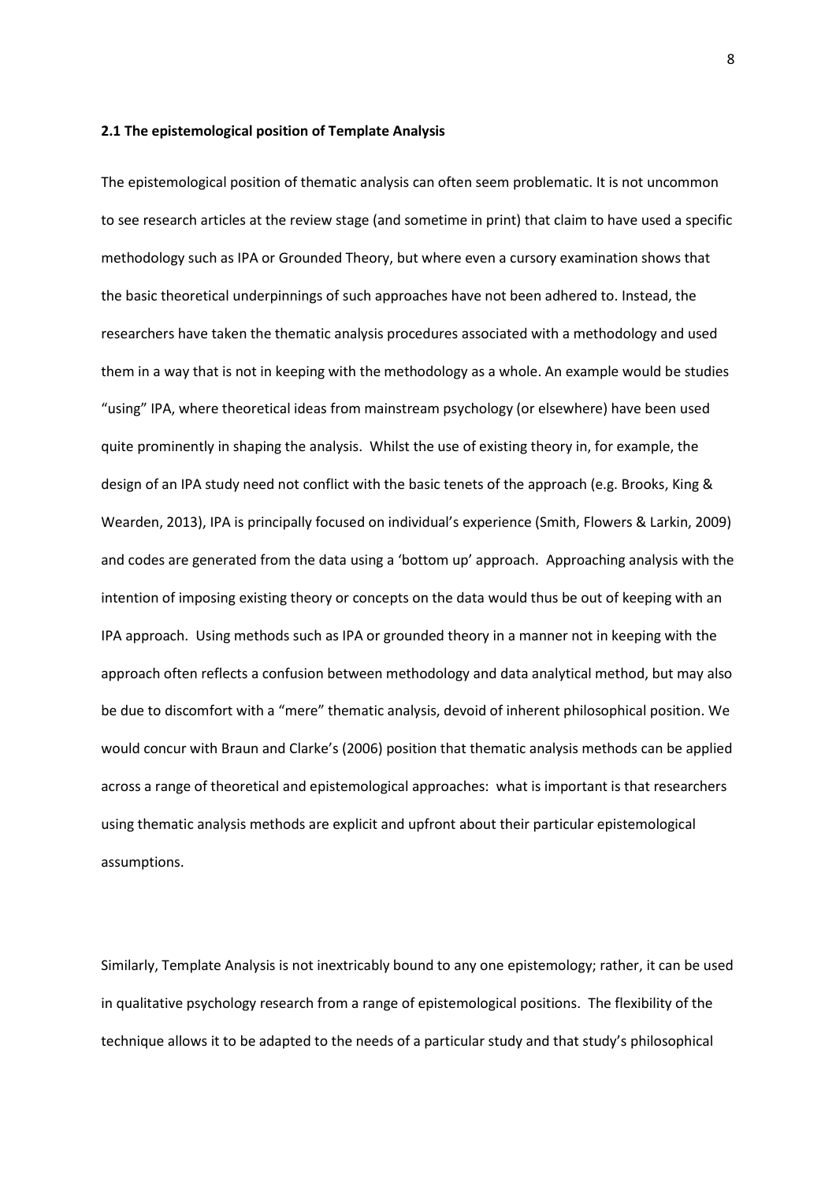**2.1 The epistemological position of Template Analysis**

The epistemological position of thematic analysis can often seem problematic. It is not uncommon to see research articles at the review stage (and sometime in print) that claim to have used a specific methodology such as IPA or Grounded Theory, but where even a cursory examination shows that the basic theoretical underpinnings of such approaches have not been adhered to. Instead, the researchers have taken the thematic analysis procedures associated with a methodology and used them in a way that is not in keeping with the methodology as a whole. An example would be studies "using" IPA, where theoretical ideas from mainstream psychology (or elsewhere) have been used quite prominently in shaping the analysis. Whilst the use of existing theory in, for example, the design of an IPA study need not conflict with the basic tenets of the approach (e.g. Brooks, King & Wearden, 2013), IPA is principally focused on individual's experience (Smith, Flowers & Larkin, 2009) and codes are generated from the data using a 'bottom up' approach. Approaching analysis with the intention of imposing existing theory or concepts on the data would thus be out of keeping with an IPA approach. Using methods such as IPA or grounded theory in a manner not in keeping with the approach often reflects a confusion between methodology and data analytical method, but may also be due to discomfort with a "mere" thematic analysis, devoid of inherent philosophical position. We would concur with Braun and Clarke's (2006) position that thematic analysis methods can be applied across a range of theoretical and epistemological approaches: what is important is that researchers using thematic analysis methods are explicit and upfront about their particular epistemological assumptions.

Similarly, Template Analysis is not inextricably bound to any one epistemology; rather, it can be used in qualitative psychology research from a range of epistemological positions. The flexibility of the technique allows it to be adapted to the needs of a particular study and that study's philosophical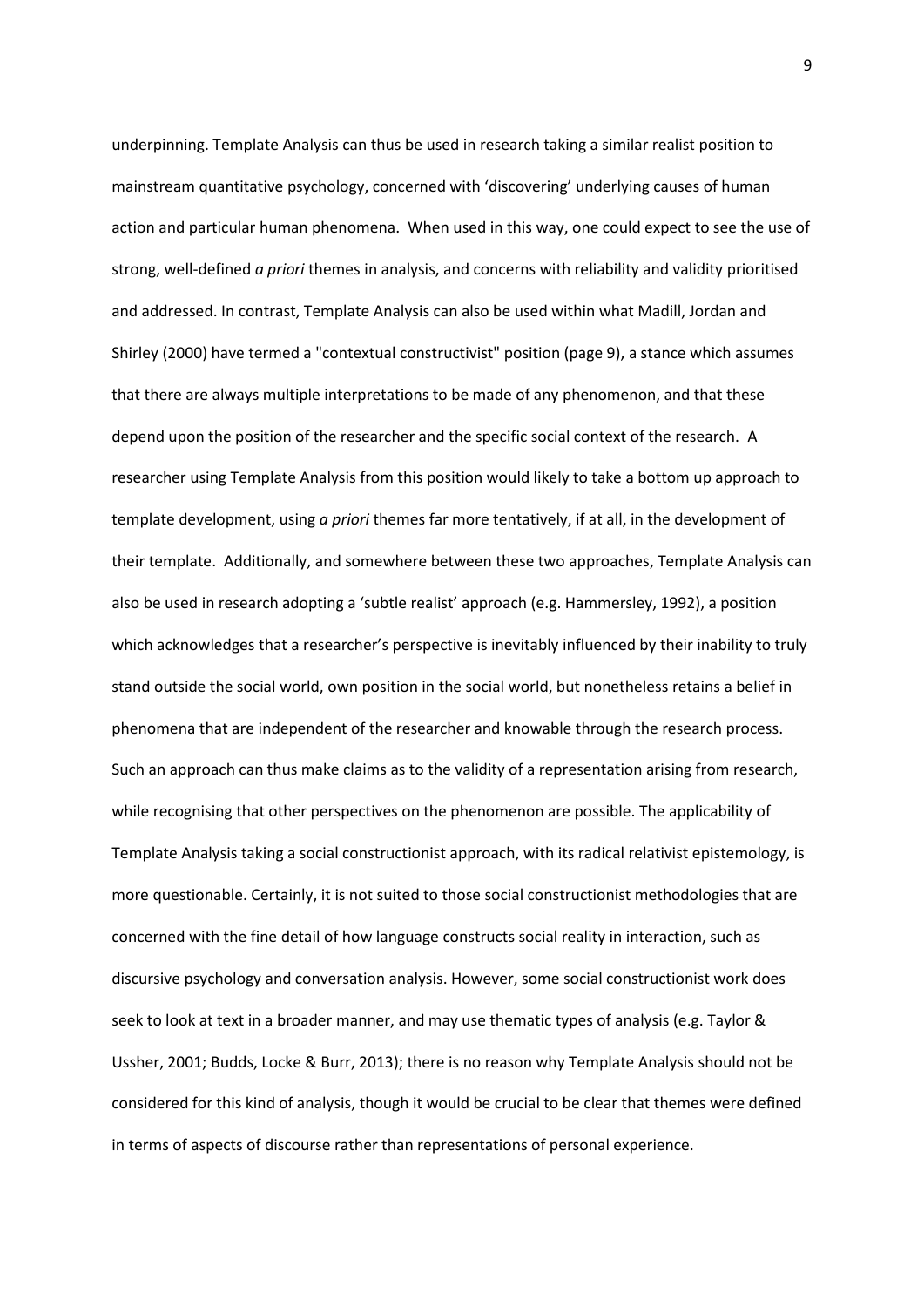underpinning. Template Analysis can thus be used in research taking a similar realist position to mainstream quantitative psychology, concerned with 'discovering' underlying causes of human action and particular human phenomena. When used in this way, one could expect to see the use of strong, well-defined *a priori* themes in analysis, and concerns with reliability and validity prioritised and addressed. In contrast, Template Analysis can also be used within what Madill, Jordan and Shirley (2000) have termed a "contextual constructivist" position (page 9), a stance which assumes that there are always multiple interpretations to be made of any phenomenon, and that these depend upon the position of the researcher and the specific social context of the research. A researcher using Template Analysis from this position would likely to take a bottom up approach to template development, using *a priori* themes far more tentatively, if at all, in the development of their template. Additionally, and somewhere between these two approaches, Template Analysis can also be used in research adopting a 'subtle realist' approach (e.g. Hammersley, 1992), a position which acknowledges that a researcher's perspective is inevitably influenced by their inability to truly stand outside the social world, own position in the social world, but nonetheless retains a belief in phenomena that are independent of the researcher and knowable through the research process. Such an approach can thus make claims as to the validity of a representation arising from research, while recognising that other perspectives on the phenomenon are possible. The applicability of Template Analysis taking a social constructionist approach, with its radical relativist epistemology, is more questionable. Certainly, it is not suited to those social constructionist methodologies that are concerned with the fine detail of how language constructs social reality in interaction, such as discursive psychology and conversation analysis. However, some social constructionist work does seek to look at text in a broader manner, and may use thematic types of analysis (e.g. Taylor & Ussher, 2001; Budds, Locke & Burr, 2013); there is no reason why Template Analysis should not be considered for this kind of analysis, though it would be crucial to be clear that themes were defined in terms of aspects of discourse rather than representations of personal experience.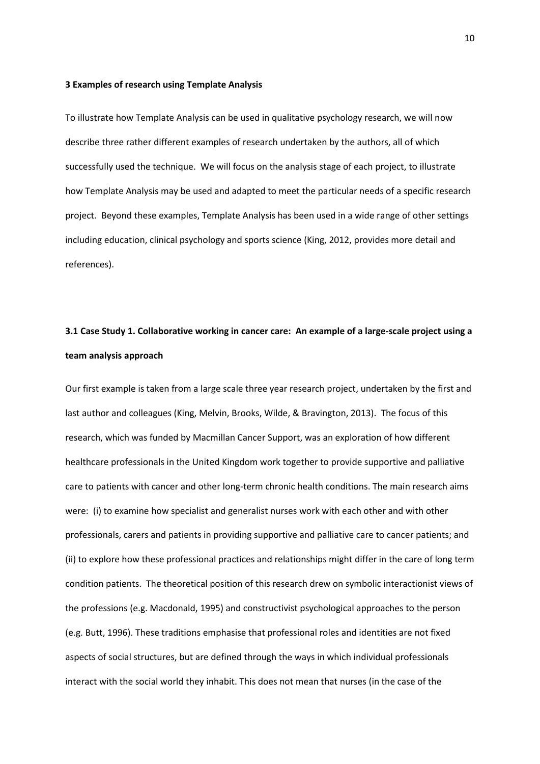## 3 Examples of research using Template Analysis

To illustrate how Template Analysis can be used in qualitative psychology research, we will now describe three rather different examples of research undertaken by the authors, all of which successfully used the technique. We will focus on the analysis stage of each project, to illustrate how Template Analysis may be used and adapted to meet the particular needs of a specific research project. Beyond these examples, Template Analysis has been used in a wide range of other settings including education, clinical psychology and sports science (King, 2012, provides more detail and references).

### 3.1 Case Study 1. Collaborative working in cancer care: An example of a large-scale project using a team analysis approach

Our first example is taken from a large scale three year research project, undertaken by the first and last author and colleagues (King, Melvin, Brooks, Wilde, & Bravington, 2013). The focus of this research, which was funded by Macmillan Cancer Support, was an exploration of how different healthcare professionals in the United Kingdom work together to provide supportive and palliative care to patients with cancer and other long-term chronic health conditions. The main research aims were: (i) to examine how specialist and generalist nurses work with each other and with other professionals, carers and patients in providing supportive and palliative care to cancer patients; and (ii) to explore how these professional practices and relationships might differ in the care of long term condition patients. The theoretical position of this research drew on symbolic interactionist views of the professions (e.g. Macdonald, 1995) and constructivist psychological approaches to the person (e.g. Butt, 1996). These traditions emphasise that professional roles and identities are not fixed aspects of social structures, but are defined through the ways in which individual professionals interact with the social world they inhabit. This does not mean that nurses (in the case of the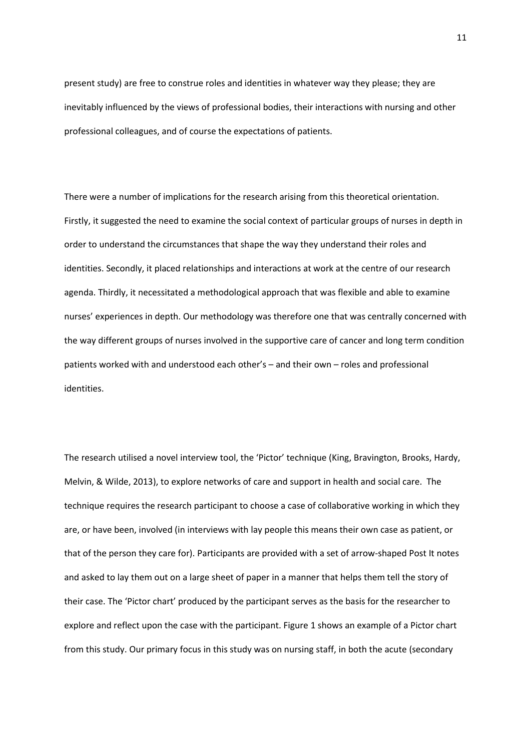present study) are free to construe roles and identities in whatever way they please; they are inevitably influenced by the views of professional bodies, their interactions with nursing and other professional colleagues, and of course the expectations of patients.

There were a number of implications for the research arising from this theoretical orientation. Firstly, it suggested the need to examine the social context of particular groups of nurses in depth in order to understand the circumstances that shape the way they understand their roles and identities. Secondly, it placed relationships and interactions at work at the centre of our research agenda. Thirdly, it necessitated a methodological approach that was flexible and able to examine nurses' experiences in depth. Our methodology was therefore one that was centrally concerned with the way different groups of nurses involved in the supportive care of cancer and long term condition patients worked with and understood each other's – and their own – roles and professional identities.

The research utilised a novel interview tool, the 'Pictor' technique (King, Bravington, Brooks, Hardy, Melvin, & Wilde, 2013), to explore networks of care and support in health and social care. The technique requires the research participant to choose a case of collaborative working in which they are, or have been, involved (in interviews with lay people this means their own case as patient, or that of the person they care for). Participants are provided with a set of arrow-shaped Post It notes and asked to lay them out on a large sheet of paper in a manner that helps them tell the story of their case. The 'Pictor chart' produced by the participant serves as the basis for the researcher to explore and reflect upon the case with the participant. Figure 1 shows an example of a Pictor chart from this study. Our primary focus in this study was on nursing staff, in both the acute (secondary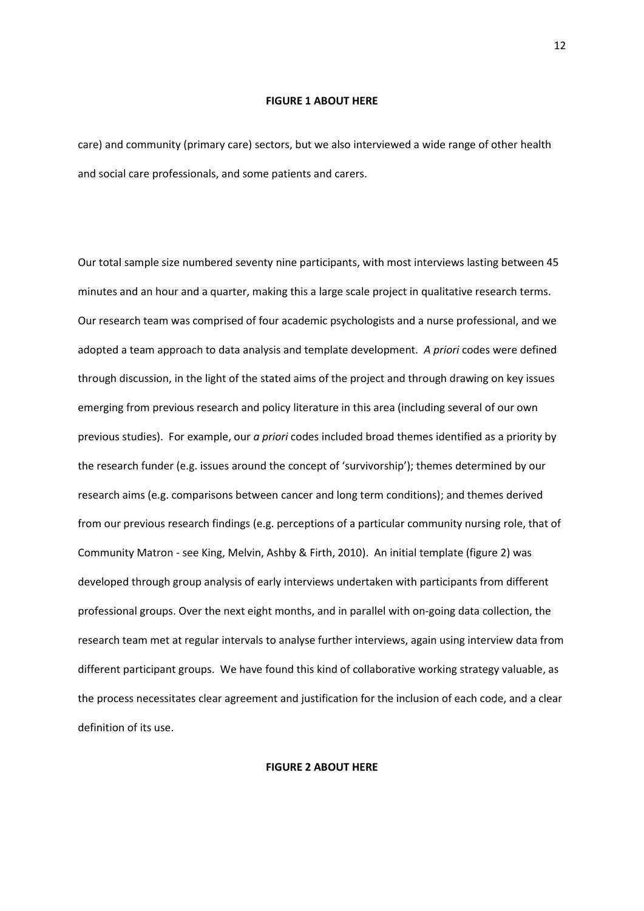**FIGURE 1 ABOUT HERE**

care) and community (primary care) sectors, but we also interviewed a wide range of other health and social care professionals, and some patients and carers.

Our total sample size numbered seventy nine participants, with most interviews lasting between 45 minutes and an hour and a quarter, making this a large scale project in qualitative research terms. Our research team was comprised of four academic psychologists and a nurse professional, and we adopted a team approach to data analysis and template development. *A priori* codes were defined through discussion, in the light of the stated aims of the project and through drawing on key issues emerging from previous research and policy literature in this area (including several of our own previous studies). For example, our *a priori* codes included broad themes identified as a priority by the research funder (e.g. issues around the concept of 'survivorship'); themes determined by our research aims (e.g. comparisons between cancer and long term conditions); and themes derived from our previous research findings (e.g. perceptions of a particular community nursing role, that of Community Matron - see King, Melvin, Ashby & Firth, 2010). An initial template (figure 2) was developed through group analysis of early interviews undertaken with participants from different professional groups. Over the next eight months, and in parallel with on-going data collection, the research team met at regular intervals to analyse further interviews, again using interview data from different participant groups. We have found this kind of collaborative working strategy valuable, as the process necessitates clear agreement and justification for the inclusion of each code, and a clear definition of its use.

**FIGURE 2 ABOUT HERE**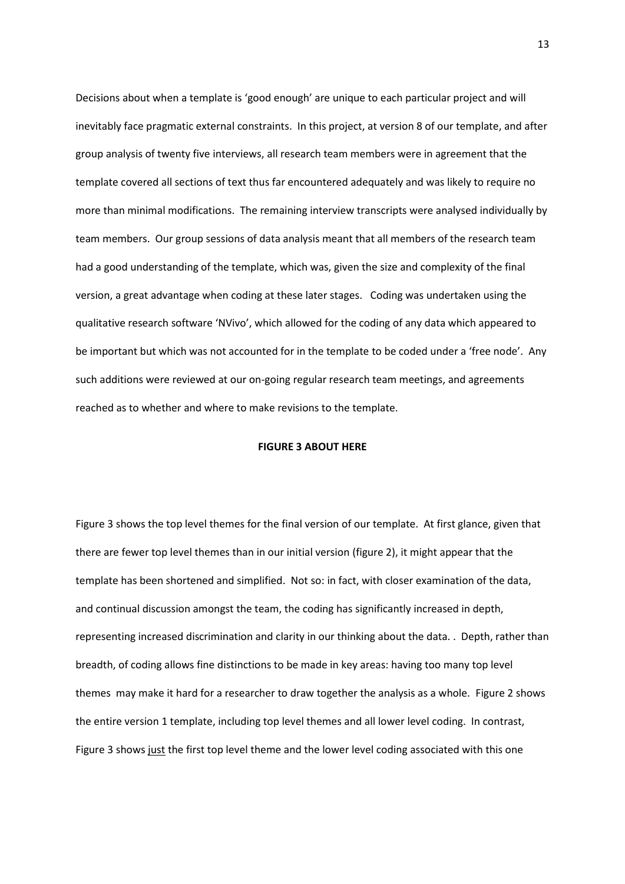Decisions about when a template is 'good enough' are unique to each particular project and will inevitably face pragmatic external constraints. In this project, at version 8 of our template, and after group analysis of twenty five interviews, all research team members were in agreement that the template covered all sections of text thus far encountered adequately and was likely to require no more than minimal modifications. The remaining interview transcripts were analysed individually by team members. Our group sessions of data analysis meant that all members of the research team had a good understanding of the template, which was, given the size and complexity of the final version, a great advantage when coding at these later stages. Coding was undertaken using the qualitative research software 'NVivo', which allowed for the coding of any data which appeared to be important but which was not accounted for in the template to be coded under a 'free node'. Any such additions were reviewed at our on-going regular research team meetings, and agreements reached as to whether and where to make revisions to the template.

**FIGURE 3 ABOUT HERE**

Figure 3 shows the top level themes for the final version of our template. At first glance, given that there are fewer top level themes than in our initial version (figure 2), it might appear that the template has been shortened and simplified. Not so: in fact, with closer examination of the data, and continual discussion amongst the team, the coding has significantly increased in depth, representing increased discrimination and clarity in our thinking about the data. . Depth, rather than breadth, of coding allows fine distinctions to be made in key areas: having too many top level themes may make it hard for a researcher to draw together the analysis as a whole. Figure 2 shows the entire version 1 template, including top level themes and all lower level coding. In contrast, Figure 3 shows <u>just</u> the first top level theme and the lower level coding associated with this one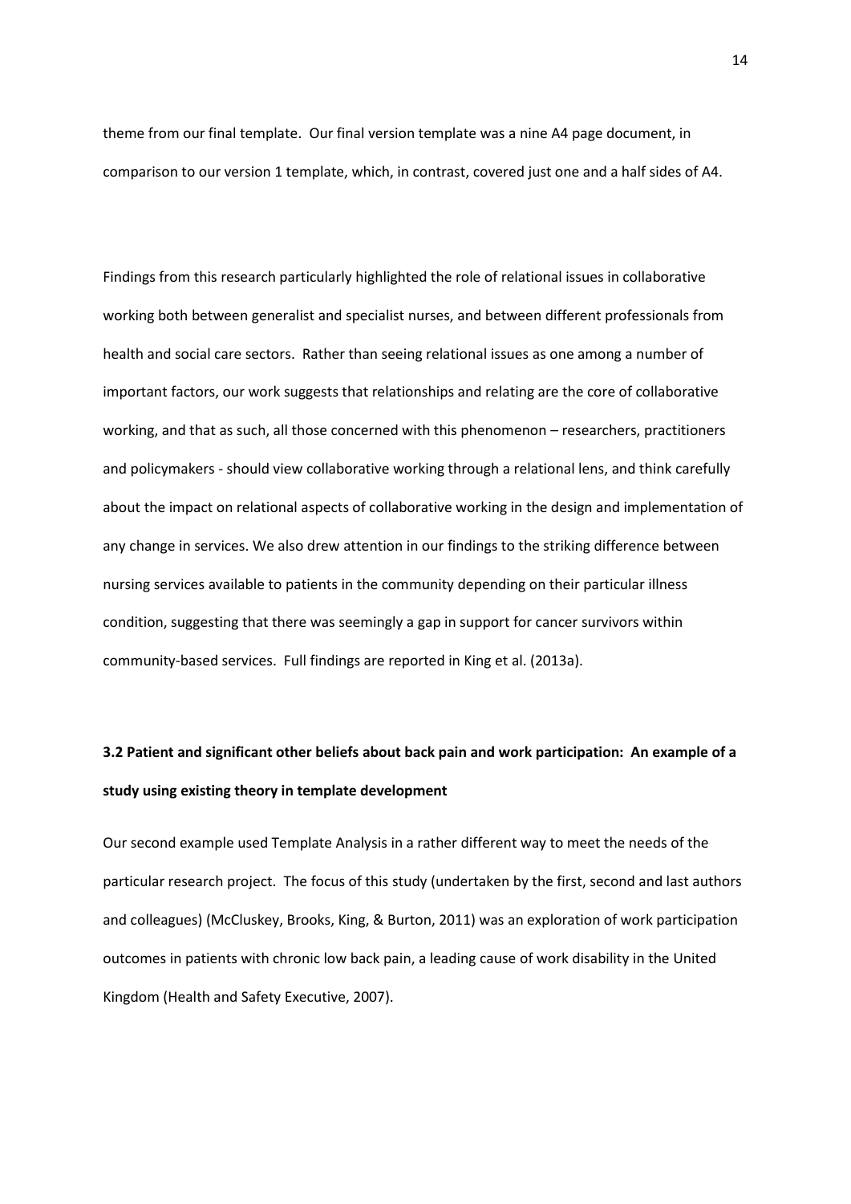theme from our final template. Our final version template was a nine A4 page document, in comparison to our version 1 template, which, in contrast, covered just one and a half sides of A4.

Findings from this research particularly highlighted the role of relational issues in collaborative working both between generalist and specialist nurses, and between different professionals from health and social care sectors. Rather than seeing relational issues as one among a number of important factors, our work suggests that relationships and relating are the core of collaborative working, and that as such, all those concerned with this phenomenon – researchers, practitioners and policymakers - should view collaborative working through a relational lens, and think carefully about the impact on relational aspects of collaborative working in the design and implementation of any change in services. We also drew attention in our findings to the striking difference between nursing services available to patients in the community depending on their particular illness condition, suggesting that there was seemingly a gap in support for cancer survivors within community-based services. Full findings are reported in King et al. (2013a).

### 3.2 Patient and significant other beliefs about back pain and work participation: An example of a study using existing theory in template development

Our second example used Template Analysis in a rather different way to meet the needs of the particular research project. The focus of this study (undertaken by the first, second and last authors and colleagues) (McCluskey, Brooks, King, & Burton, 2011) was an exploration of work participation outcomes in patients with chronic low back pain, a leading cause of work disability in the United Kingdom (Health and Safety Executive, 2007).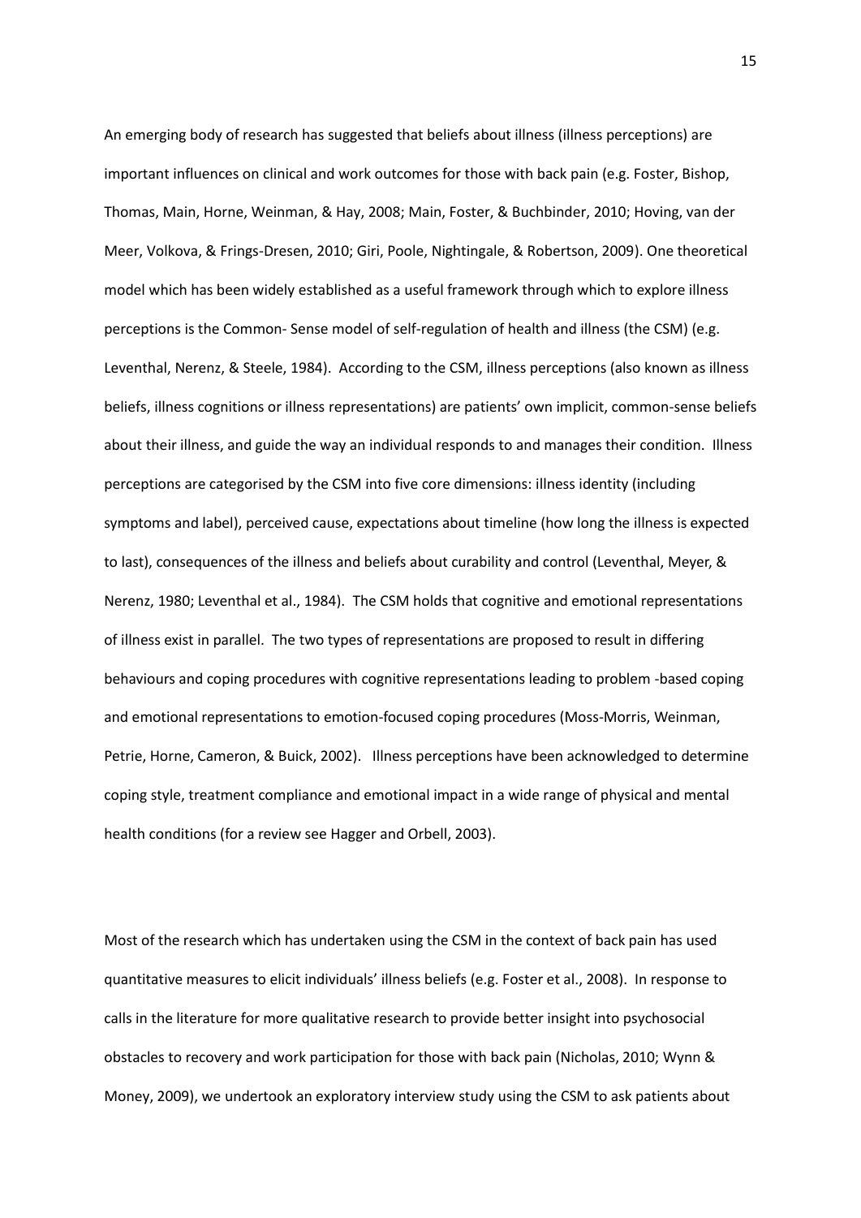An emerging body of research has suggested that beliefs about illness (illness perceptions) are important influences on clinical and work outcomes for those with back pain (e.g. Foster, Bishop, Thomas, Main, Horne, Weinman, & Hay, 2008; Main, Foster, & Buchbinder, 2010; Hoving, van der Meer, Volkova, & Frings-Dresen, 2010; Giri, Poole, Nightingale, & Robertson, 2009). One theoretical model which has been widely established as a useful framework through which to explore illness perceptions is the Common- Sense model of self-regulation of health and illness (the CSM) (e.g. Leventhal, Nerenz, & Steele, 1984). According to the CSM, illness perceptions (also known as illness beliefs, illness cognitions or illness representations) are patients' own implicit, common-sense beliefs about their illness, and guide the way an individual responds to and manages their condition. Illness perceptions are categorised by the CSM into five core dimensions: illness identity (including symptoms and label), perceived cause, expectations about timeline (how long the illness is expected to last), consequences of the illness and beliefs about curability and control (Leventhal, Meyer, & Nerenz, 1980; Leventhal et al., 1984). The CSM holds that cognitive and emotional representations of illness exist in parallel. The two types of representations are proposed to result in differing behaviours and coping procedures with cognitive representations leading to problem -based coping and emotional representations to emotion-focused coping procedures (Moss-Morris, Weinman, Petrie, Horne, Cameron, & Buick, 2002). Illness perceptions have been acknowledged to determine coping style, treatment compliance and emotional impact in a wide range of physical and mental health conditions (for a review see Hagger and Orbell, 2003).

Most of the research which has undertaken using the CSM in the context of back pain has used quantitative measures to elicit individuals' illness beliefs (e.g. Foster et al., 2008). In response to calls in the literature for more qualitative research to provide better insight into psychosocial obstacles to recovery and work participation for those with back pain (Nicholas, 2010; Wynn & Money, 2009), we undertook an exploratory interview study using the CSM to ask patients about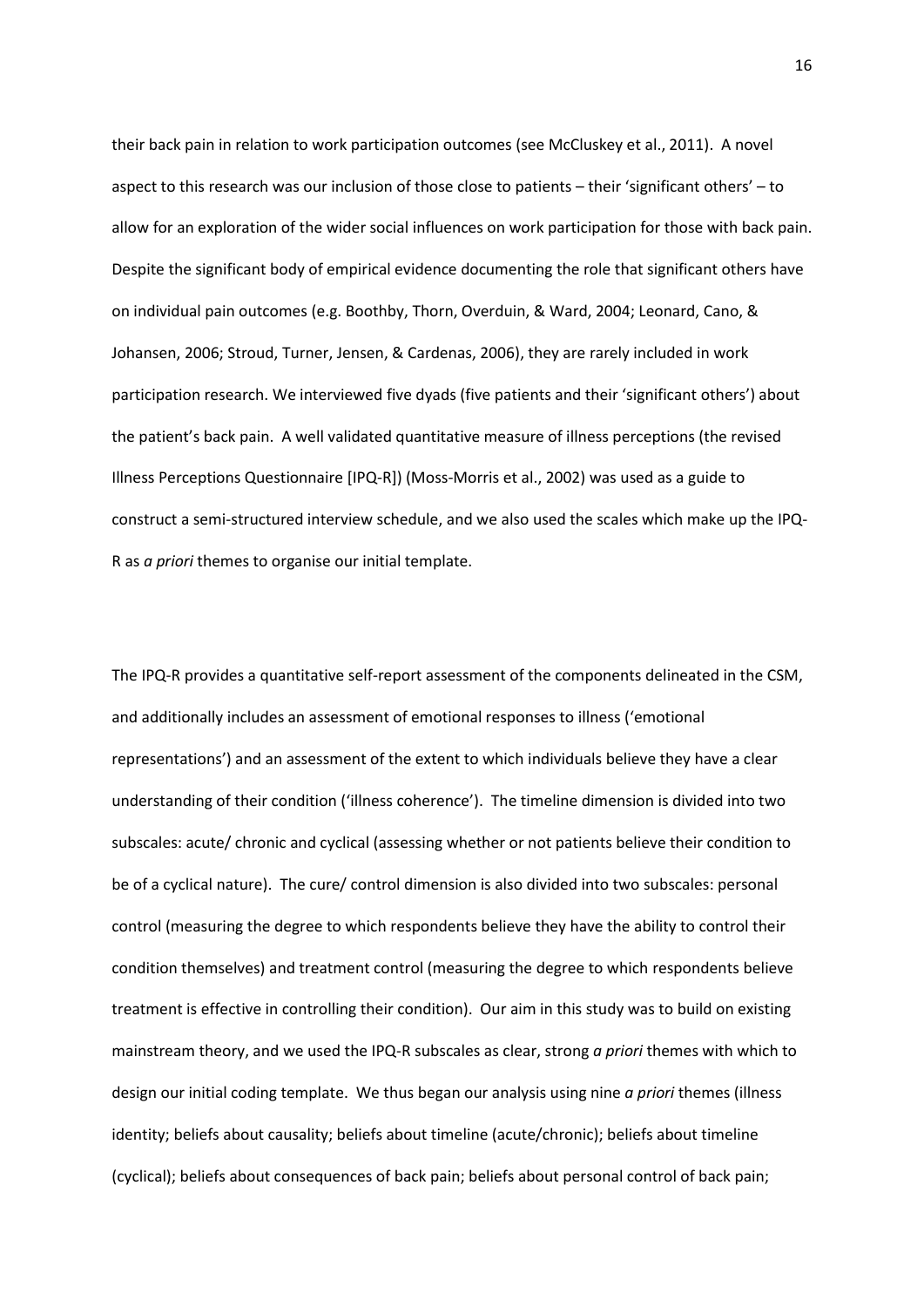their back pain in relation to work participation outcomes (see McCluskey et al., 2011). A novel aspect to this research was our inclusion of those close to patients – their 'significant others' – to allow for an exploration of the wider social influences on work participation for those with back pain. Despite the significant body of empirical evidence documenting the role that significant others have on individual pain outcomes (e.g. Boothby, Thorn, Overduin, & Ward, 2004; Leonard, Cano, & Johansen, 2006; Stroud, Turner, Jensen, & Cardenas, 2006), they are rarely included in work participation research. We interviewed five dyads (five patients and their 'significant others') about the patient's back pain. A well validated quantitative measure of illness perceptions (the revised Illness Perceptions Questionnaire [IPQ-R]) (Moss-Morris et al., 2002) was used as a guide to construct a semi-structured interview schedule, and we also used the scales which make up the IPQ-R as *a priori* themes to organise our initial template.

The IPQ-R provides a quantitative self-report assessment of the components delineated in the CSM, and additionally includes an assessment of emotional responses to illness ('emotional representations') and an assessment of the extent to which individuals believe they have a clear understanding of their condition ('illness coherence'). The timeline dimension is divided into two subscales: acute/ chronic and cyclical (assessing whether or not patients believe their condition to be of a cyclical nature). The cure/ control dimension is also divided into two subscales: personal control (measuring the degree to which respondents believe they have the ability to control their condition themselves) and treatment control (measuring the degree to which respondents believe treatment is effective in controlling their condition). Our aim in this study was to build on existing mainstream theory, and we used the IPQ-R subscales as clear, strong *a priori* themes with which to design our initial coding template. We thus began our analysis using nine *a priori* themes (illness identity; beliefs about causality; beliefs about timeline (acute/chronic); beliefs about timeline (cyclical); beliefs about consequences of back pain; beliefs about personal control of back pain;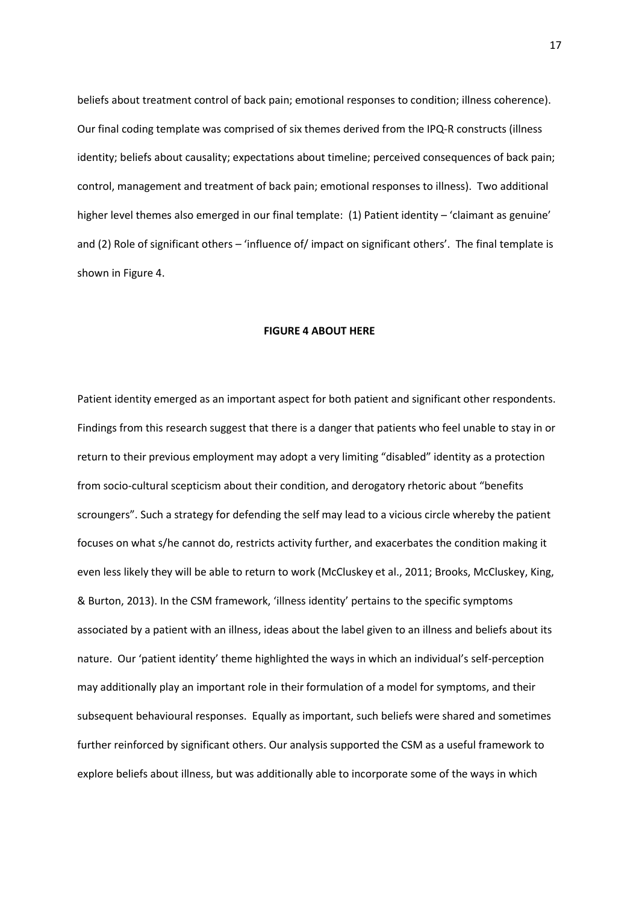beliefs about treatment control of back pain; emotional responses to condition; illness coherence). Our final coding template was comprised of six themes derived from the IPQ-R constructs (illness identity; beliefs about causality; expectations about timeline; perceived consequences of back pain; control, management and treatment of back pain; emotional responses to illness). Two additional higher level themes also emerged in our final template: (1) Patient identity – 'claimant as genuine' and (2) Role of significant others – 'influence of/ impact on significant others'. The final template is shown in Figure 4.

**FIGURE 4 ABOUT HERE**

Patient identity emerged as an important aspect for both patient and significant other respondents. Findings from this research suggest that there is a danger that patients who feel unable to stay in or return to their previous employment may adopt a very limiting "disabled" identity as a protection from socio-cultural scepticism about their condition, and derogatory rhetoric about "benefits scroungers". Such a strategy for defending the self may lead to a vicious circle whereby the patient focuses on what s/he cannot do, restricts activity further, and exacerbates the condition making it even less likely they will be able to return to work (McCluskey et al., 2011; Brooks, McCluskey, King, & Burton, 2013). In the CSM framework, 'illness identity' pertains to the specific symptoms associated by a patient with an illness, ideas about the label given to an illness and beliefs about its nature. Our 'patient identity' theme highlighted the ways in which an individual's self-perception may additionally play an important role in their formulation of a model for symptoms, and their subsequent behavioural responses. Equally as important, such beliefs were shared and sometimes further reinforced by significant others. Our analysis supported the CSM as a useful framework to explore beliefs about illness, but was additionally able to incorporate some of the ways in which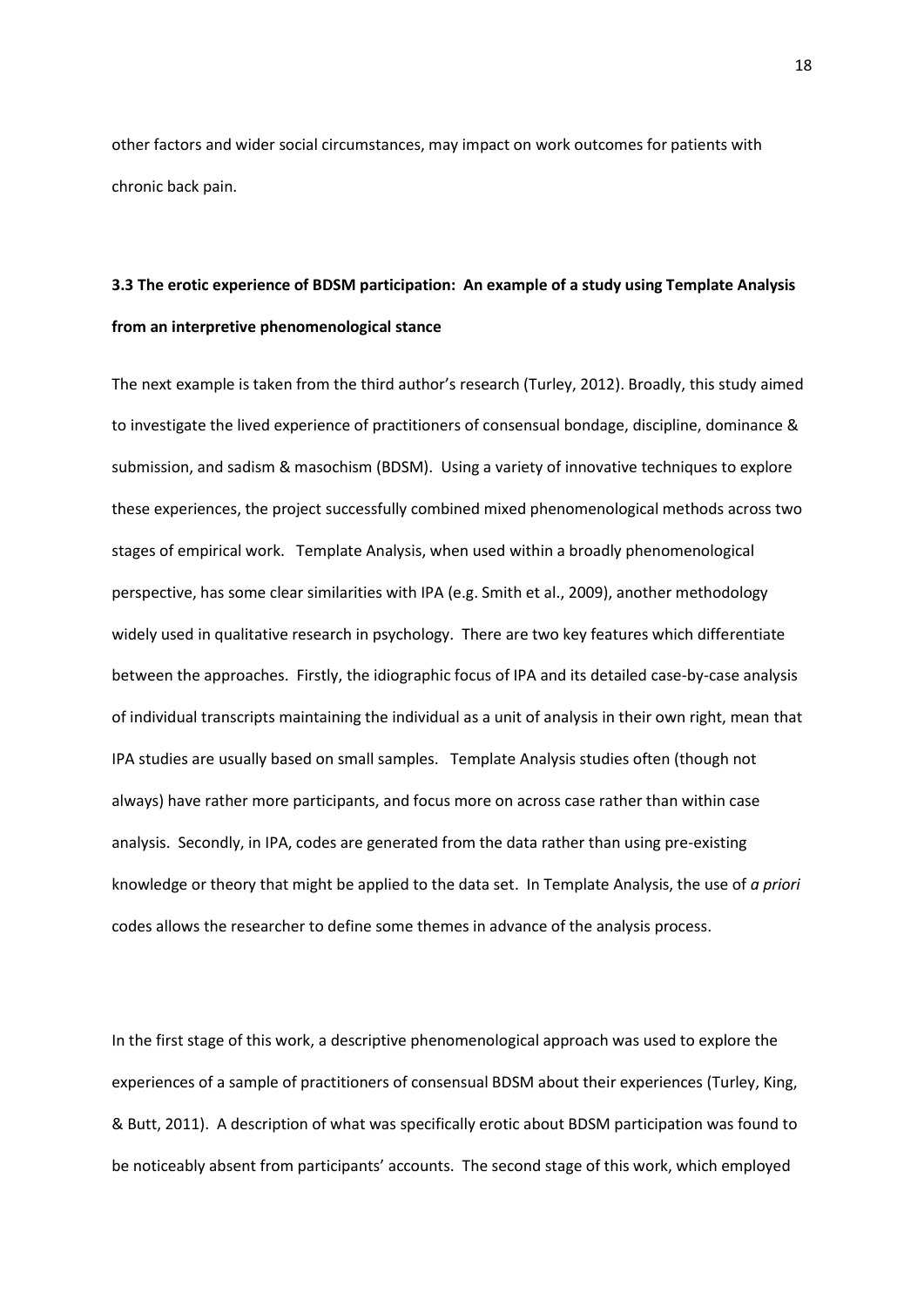other factors and wider social circumstances, may impact on work outcomes for patients with chronic back pain.

### 3.3 The erotic experience of BDSM participation: An example of a study using Template Analysis from an interpretive phenomenological stance

The next example is taken from the third author's research (Turley, 2012). Broadly, this study aimed to investigate the lived experience of practitioners of consensual bondage, discipline, dominance & submission, and sadism & masochism (BDSM). Using a variety of innovative techniques to explore these experiences, the project successfully combined mixed phenomenological methods across two stages of empirical work. Template Analysis, when used within a broadly phenomenological perspective, has some clear similarities with IPA (e.g. Smith et al., 2009), another methodology widely used in qualitative research in psychology. There are two key features which differentiate between the approaches. Firstly, the idiographic focus of IPA and its detailed case-by-case analysis of individual transcripts maintaining the individual as a unit of analysis in their own right, mean that IPA studies are usually based on small samples. Template Analysis studies often (though not always) have rather more participants, and focus more on across case rather than within case analysis. Secondly, in IPA, codes are generated from the data rather than using pre-existing knowledge or theory that might be applied to the data set. In Template Analysis, the use of *a priori* codes allows the researcher to define some themes in advance of the analysis process.

In the first stage of this work, a descriptive phenomenological approach was used to explore the experiences of a sample of practitioners of consensual BDSM about their experiences (Turley, King, & Butt, 2011). A description of what was specifically erotic about BDSM participation was found to be noticeably absent from participants' accounts. The second stage of this work, which employed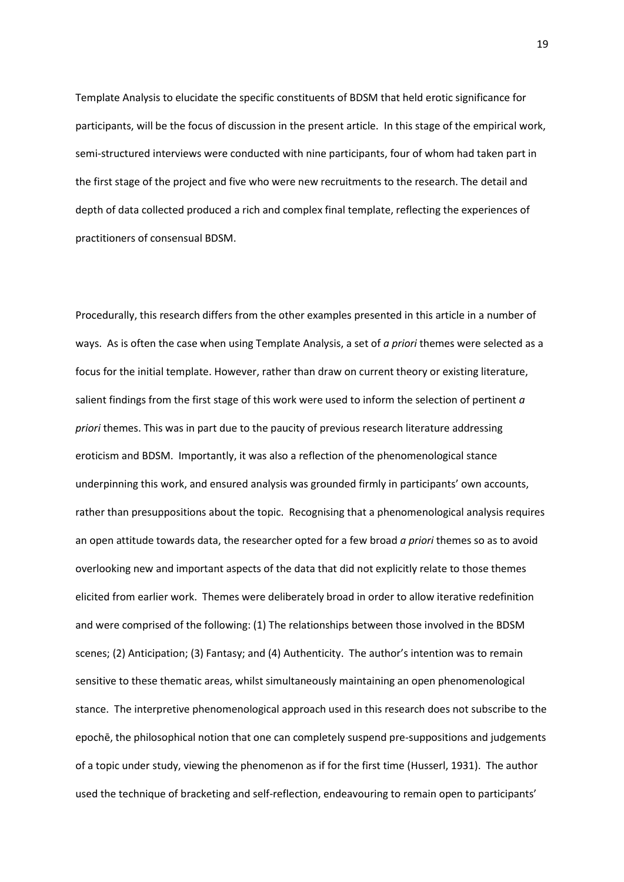Template Analysis to elucidate the specific constituents of BDSM that held erotic significance for participants, will be the focus of discussion in the present article. In this stage of the empirical work, semi-structured interviews were conducted with nine participants, four of whom had taken part in the first stage of the project and five who were new recruitments to the research. The detail and depth of data collected produced a rich and complex final template, reflecting the experiences of practitioners of consensual BDSM.

Procedurally, this research differs from the other examples presented in this article in a number of ways. As is often the case when using Template Analysis, a set of *a priori* themes were selected as a focus for the initial template. However, rather than draw on current theory or existing literature, salient findings from the first stage of this work were used to inform the selection of pertinent *a priori* themes. This was in part due to the paucity of previous research literature addressing eroticism and BDSM. Importantly, it was also a reflection of the phenomenological stance underpinning this work, and ensured analysis was grounded firmly in participants' own accounts, rather than presuppositions about the topic. Recognising that a phenomenological analysis requires an open attitude towards data, the researcher opted for a few broad *a priori* themes so as to avoid overlooking new and important aspects of the data that did not explicitly relate to those themes elicited from earlier work. Themes were deliberately broad in order to allow iterative redefinition and were comprised of the following: (1) The relationships between those involved in the BDSM scenes; (2) Anticipation; (3) Fantasy; and (4) Authenticity. The author's intention was to remain sensitive to these thematic areas, whilst simultaneously maintaining an open phenomenological stance. The interpretive phenomenological approach used in this research does not subscribe to the epochē, the philosophical notion that one can completely suspend pre-suppositions and judgements of a topic under study, viewing the phenomenon as if for the first time (Husserl, 1931). The author used the technique of bracketing and self-reflection, endeavouring to remain open to participants'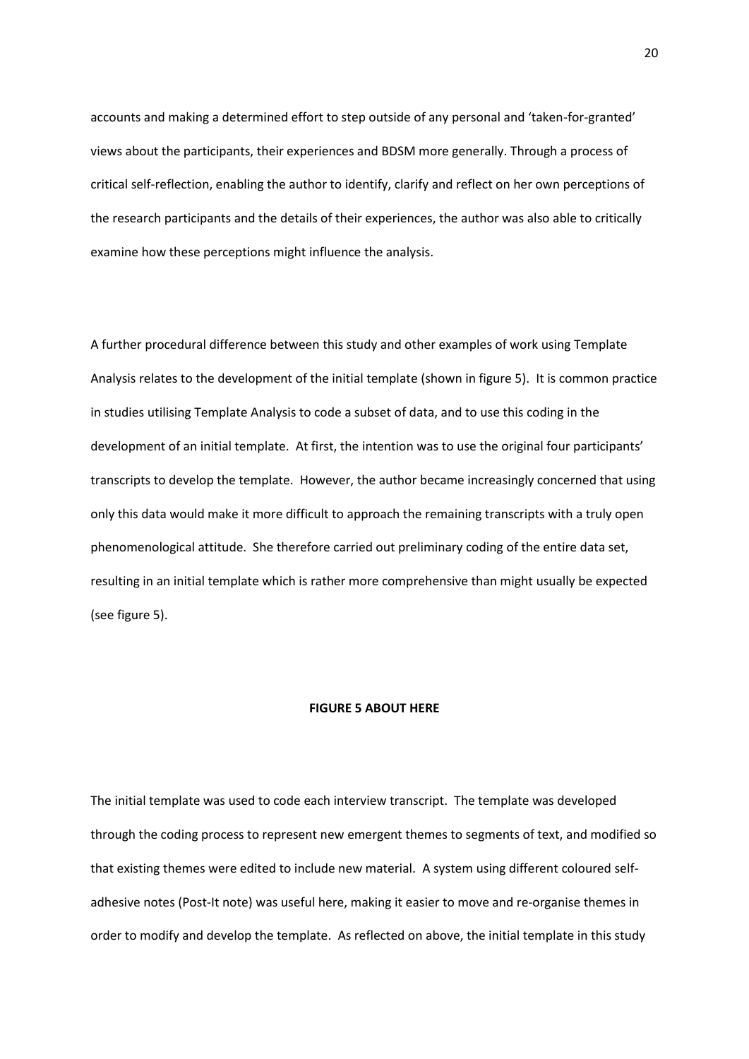accounts and making a determined effort to step outside of any personal and 'taken-for-granted' views about the participants, their experiences and BDSM more generally. Through a process of critical self-reflection, enabling the author to identify, clarify and reflect on her own perceptions of the research participants and the details of their experiences, the author was also able to critically examine how these perceptions might influence the analysis.

A further procedural difference between this study and other examples of work using Template Analysis relates to the development of the initial template (shown in figure 5). It is common practice in studies utilising Template Analysis to code a subset of data, and to use this coding in the development of an initial template. At first, the intention was to use the original four participants' transcripts to develop the template. However, the author became increasingly concerned that using only this data would make it more difficult to approach the remaining transcripts with a truly open phenomenological attitude. She therefore carried out preliminary coding of the entire data set, resulting in an initial template which is rather more comprehensive than might usually be expected (see figure 5).

**FIGURE 5 ABOUT HERE**

The initial template was used to code each interview transcript. The template was developed through the coding process to represent new emergent themes to segments of text, and modified so that existing themes were edited to include new material. A system using different coloured self-adhesive notes (Post-It note) was useful here, making it easier to move and re-organise themes in order to modify and develop the template. As reflected on above, the initial template in this study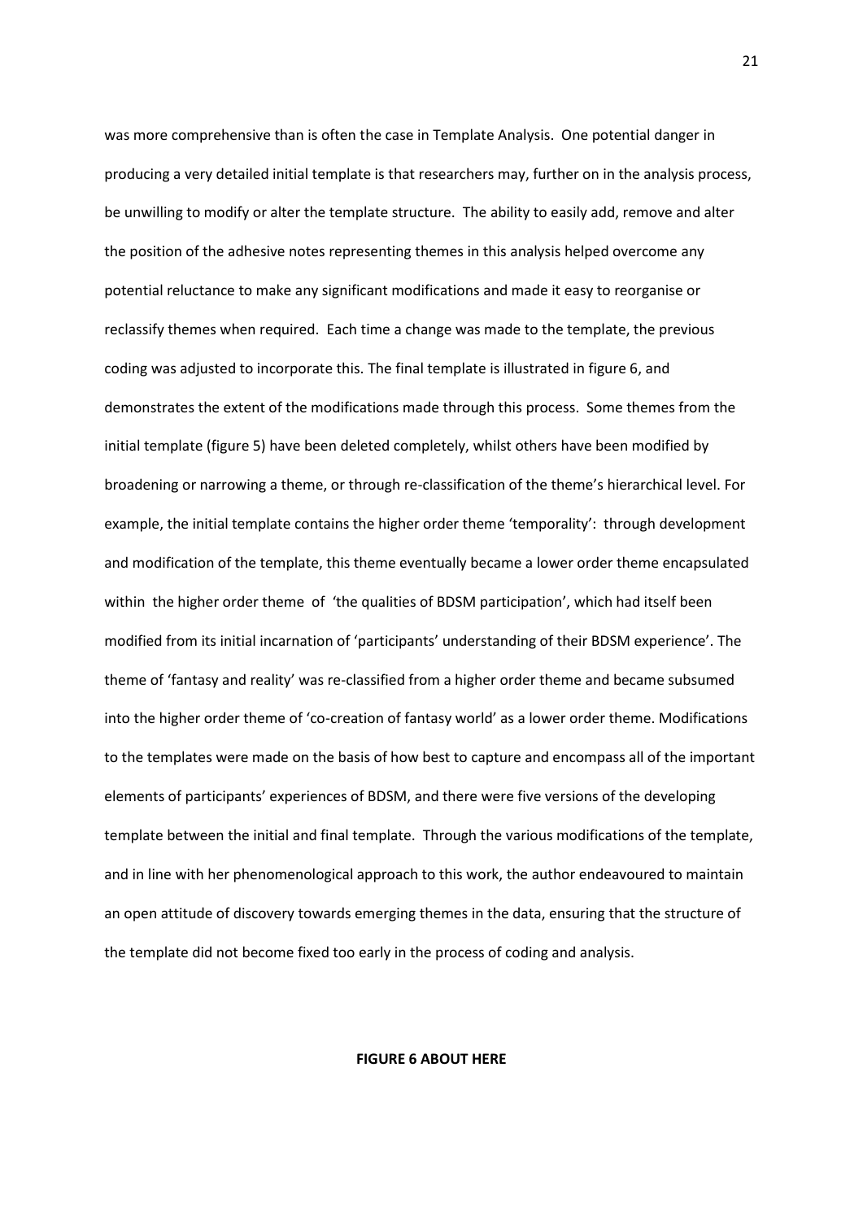was more comprehensive than is often the case in Template Analysis. One potential danger in producing a very detailed initial template is that researchers may, further on in the analysis process, be unwilling to modify or alter the template structure. The ability to easily add, remove and alter the position of the adhesive notes representing themes in this analysis helped overcome any potential reluctance to make any significant modifications and made it easy to reorganise or reclassify themes when required. Each time a change was made to the template, the previous coding was adjusted to incorporate this. The final template is illustrated in figure 6, and demonstrates the extent of the modifications made through this process. Some themes from the initial template (figure 5) have been deleted completely, whilst others have been modified by broadening or narrowing a theme, or through re-classification of the theme's hierarchical level. For example, the initial template contains the higher order theme 'temporality': through development and modification of the template, this theme eventually became a lower order theme encapsulated within the higher order theme of 'the qualities of BDSM participation', which had itself been modified from its initial incarnation of 'participants' understanding of their BDSM experience'. The theme of 'fantasy and reality' was re-classified from a higher order theme and became subsumed into the higher order theme of 'co-creation of fantasy world' as a lower order theme. Modifications to the templates were made on the basis of how best to capture and encompass all of the important elements of participants' experiences of BDSM, and there were five versions of the developing template between the initial and final template. Through the various modifications of the template, and in line with her phenomenological approach to this work, the author endeavoured to maintain an open attitude of discovery towards emerging themes in the data, ensuring that the structure of the template did not become fixed too early in the process of coding and analysis.

**FIGURE 6 ABOUT HERE**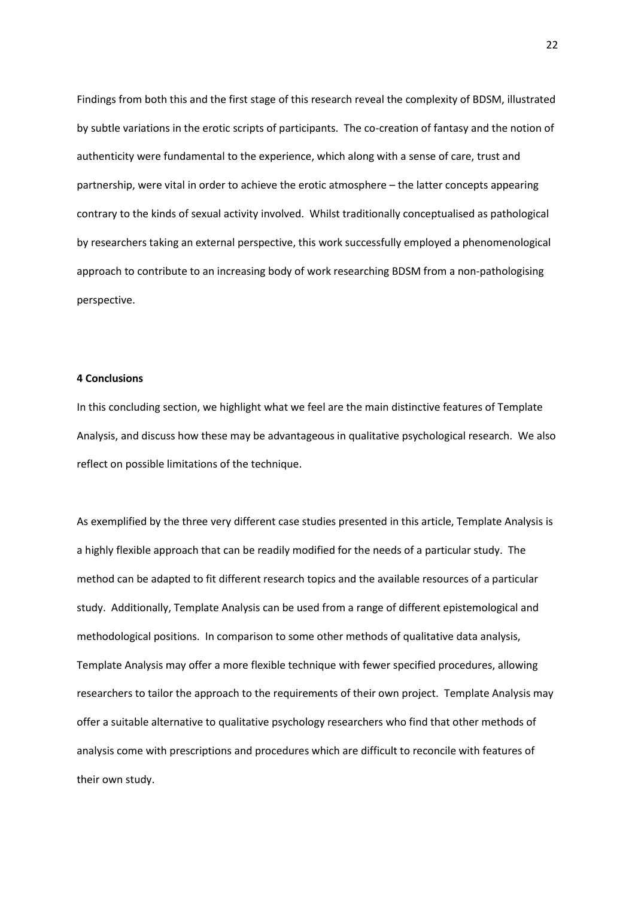Findings from both this and the first stage of this research reveal the complexity of BDSM, illustrated by subtle variations in the erotic scripts of participants. The co-creation of fantasy and the notion of authenticity were fundamental to the experience, which along with a sense of care, trust and partnership, were vital in order to achieve the erotic atmosphere – the latter concepts appearing contrary to the kinds of sexual activity involved. Whilst traditionally conceptualised as pathological by researchers taking an external perspective, this work successfully employed a phenomenological approach to contribute to an increasing body of work researching BDSM from a non-pathologising perspective.

## 4 Conclusions

In this concluding section, we highlight what we feel are the main distinctive features of Template Analysis, and discuss how these may be advantageous in qualitative psychological research. We also reflect on possible limitations of the technique.

As exemplified by the three very different case studies presented in this article, Template Analysis is a highly flexible approach that can be readily modified for the needs of a particular study. The method can be adapted to fit different research topics and the available resources of a particular study. Additionally, Template Analysis can be used from a range of different epistemological and methodological positions. In comparison to some other methods of qualitative data analysis, Template Analysis may offer a more flexible technique with fewer specified procedures, allowing researchers to tailor the approach to the requirements of their own project. Template Analysis may offer a suitable alternative to qualitative psychology researchers who find that other methods of analysis come with prescriptions and procedures which are difficult to reconcile with features of their own study.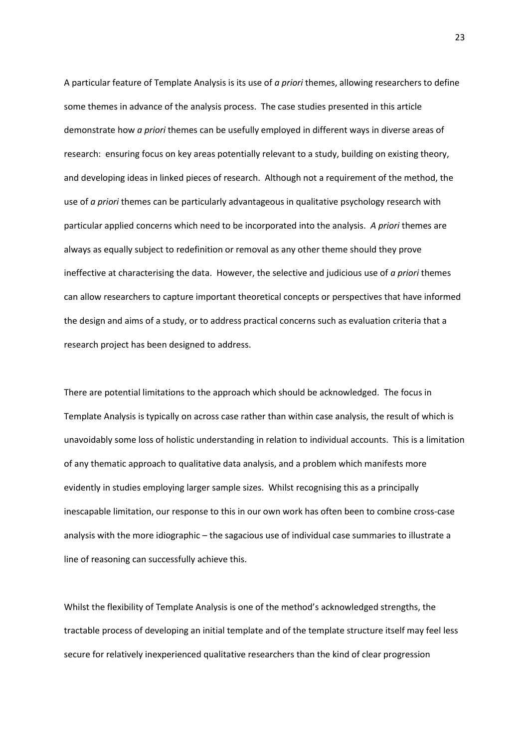A particular feature of Template Analysis is its use of *a priori* themes, allowing researchers to define some themes in advance of the analysis process. The case studies presented in this article demonstrate how *a priori* themes can be usefully employed in different ways in diverse areas of research: ensuring focus on key areas potentially relevant to a study, building on existing theory, and developing ideas in linked pieces of research. Although not a requirement of the method, the use of *a priori* themes can be particularly advantageous in qualitative psychology research with particular applied concerns which need to be incorporated into the analysis. *A priori* themes are always as equally subject to redefinition or removal as any other theme should they prove ineffective at characterising the data. However, the selective and judicious use of *a priori* themes can allow researchers to capture important theoretical concepts or perspectives that have informed the design and aims of a study, or to address practical concerns such as evaluation criteria that a research project has been designed to address.

There are potential limitations to the approach which should be acknowledged. The focus in Template Analysis is typically on across case rather than within case analysis, the result of which is unavoidably some loss of holistic understanding in relation to individual accounts. This is a limitation of any thematic approach to qualitative data analysis, and a problem which manifests more evidently in studies employing larger sample sizes. Whilst recognising this as a principally inescapable limitation, our response to this in our own work has often been to combine cross-case analysis with the more idiographic – the sagacious use of individual case summaries to illustrate a line of reasoning can successfully achieve this.

Whilst the flexibility of Template Analysis is one of the method's acknowledged strengths, the tractable process of developing an initial template and of the template structure itself may feel less secure for relatively inexperienced qualitative researchers than the kind of clear progression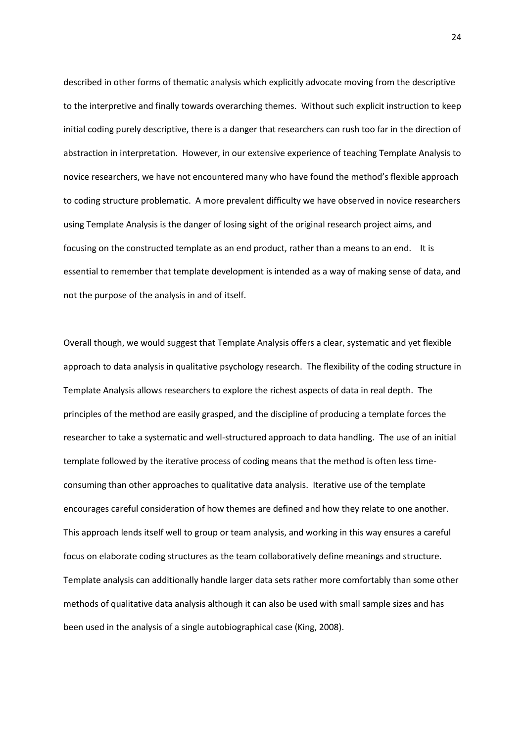described in other forms of thematic analysis which explicitly advocate moving from the descriptive to the interpretive and finally towards overarching themes. Without such explicit instruction to keep initial coding purely descriptive, there is a danger that researchers can rush too far in the direction of abstraction in interpretation. However, in our extensive experience of teaching Template Analysis to novice researchers, we have not encountered many who have found the method's flexible approach to coding structure problematic. A more prevalent difficulty we have observed in novice researchers using Template Analysis is the danger of losing sight of the original research project aims, and focusing on the constructed template as an end product, rather than a means to an end. It is essential to remember that template development is intended as a way of making sense of data, and not the purpose of the analysis in and of itself.

Overall though, we would suggest that Template Analysis offers a clear, systematic and yet flexible approach to data analysis in qualitative psychology research. The flexibility of the coding structure in Template Analysis allows researchers to explore the richest aspects of data in real depth. The principles of the method are easily grasped, and the discipline of producing a template forces the researcher to take a systematic and well-structured approach to data handling. The use of an initial template followed by the iterative process of coding means that the method is often less time-consuming than other approaches to qualitative data analysis. Iterative use of the template encourages careful consideration of how themes are defined and how they relate to one another. This approach lends itself well to group or team analysis, and working in this way ensures a careful focus on elaborate coding structures as the team collaboratively define meanings and structure. Template analysis can additionally handle larger data sets rather more comfortably than some other methods of qualitative data analysis although it can also be used with small sample sizes and has been used in the analysis of a single autobiographical case (King, 2008).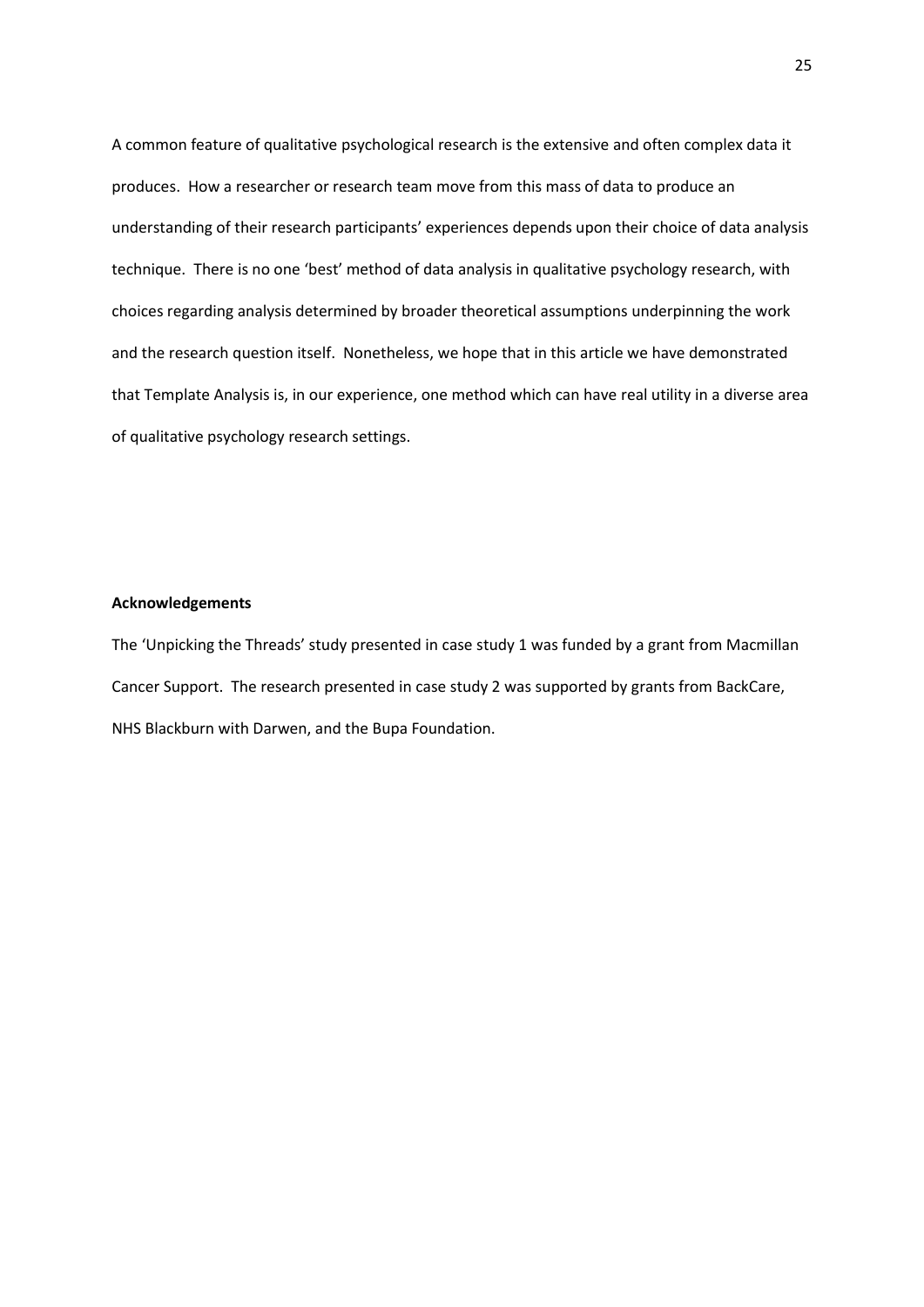A common feature of qualitative psychological research is the extensive and often complex data it produces. How a researcher or research team move from this mass of data to produce an understanding of their research participants' experiences depends upon their choice of data analysis technique. There is no one 'best' method of data analysis in qualitative psychology research, with choices regarding analysis determined by broader theoretical assumptions underpinning the work and the research question itself. Nonetheless, we hope that in this article we have demonstrated that Template Analysis is, in our experience, one method which can have real utility in a diverse area of qualitative psychology research settings.

**Acknowledgements**

The 'Unpicking the Threads' study presented in case study 1 was funded by a grant from Macmillan Cancer Support. The research presented in case study 2 was supported by grants from BackCare, NHS Blackburn with Darwen, and the Bupa Foundation.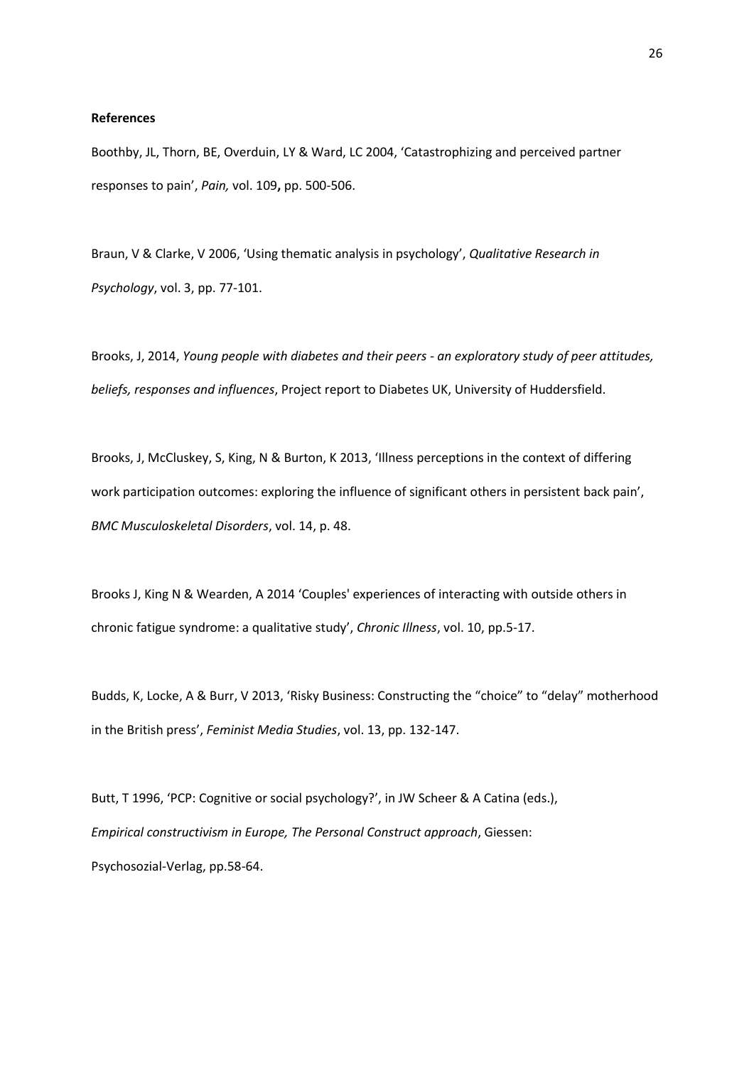**References**

Boothby, JL, Thorn, BE, Overduin, LY & Ward, LC 2004, 'Catastrophizing and perceived partner responses to pain', *Pain,* vol. 109**,** pp. 500-506.

Braun, V & Clarke, V 2006, 'Using thematic analysis in psychology', *Qualitative Research in Psychology*, vol. 3, pp. 77-101.

Brooks, J, 2014, *Young people with diabetes and their peers - an exploratory study of peer attitudes, beliefs, responses and influences*, Project report to Diabetes UK, University of Huddersfield.

Brooks, J, McCluskey, S, King, N & Burton, K 2013, 'Illness perceptions in the context of differing work participation outcomes: exploring the influence of significant others in persistent back pain', *BMC Musculoskeletal Disorders*, vol. 14, p. 48.

Brooks J, King N & Wearden, A 2014 'Couples' experiences of interacting with outside others in chronic fatigue syndrome: a qualitative study', *Chronic Illness*, vol. 10, pp.5-17.

Budds, K, Locke, A & Burr, V 2013, 'Risky Business: Constructing the "choice" to "delay" motherhood in the British press', *Feminist Media Studies*, vol. 13, pp. 132-147.

Butt, T 1996, 'PCP: Cognitive or social psychology?', in JW Scheer & A Catina (eds.), *Empirical constructivism in Europe, The Personal Construct approach*, Giessen: Psychosozial-Verlag, pp.58-64.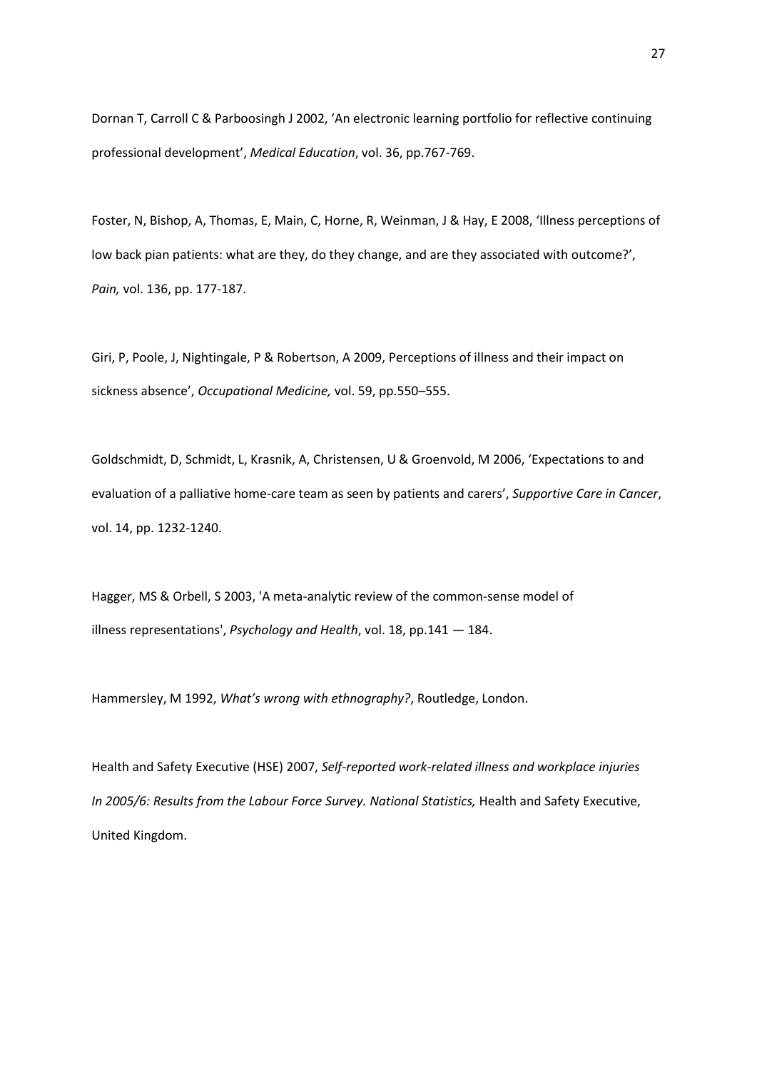Dornan T, Carroll C & Parboosingh J 2002, 'An electronic learning portfolio for reflective continuing professional development', *Medical Education*, vol. 36, pp.767-769.

Foster, N, Bishop, A, Thomas, E, Main, C, Horne, R, Weinman, J & Hay, E 2008, 'Illness perceptions of low back pian patients: what are they, do they change, and are they associated with outcome?', *Pain,* vol. 136, pp. 177-187.

Giri, P, Poole, J, Nightingale, P & Robertson, A 2009, Perceptions of illness and their impact on sickness absence', *Occupational Medicine,* vol. 59, pp.550–555.

Goldschmidt, D, Schmidt, L, Krasnik, A, Christensen, U & Groenvold, M 2006, 'Expectations to and evaluation of a palliative home-care team as seen by patients and carers', *Supportive Care in Cancer*, vol. 14, pp. 1232-1240.

Hagger, MS & Orbell, S 2003, 'A meta-analytic review of the common-sense model of illness representations', *Psychology and Health*, vol. 18, pp.141 — 184.

Hammersley, M 1992, *What's wrong with ethnography?*, Routledge, London.

Health and Safety Executive (HSE) 2007, *Self-reported work-related illness and workplace injuries In 2005/6: Results from the Labour Force Survey. National Statistics,* Health and Safety Executive, United Kingdom.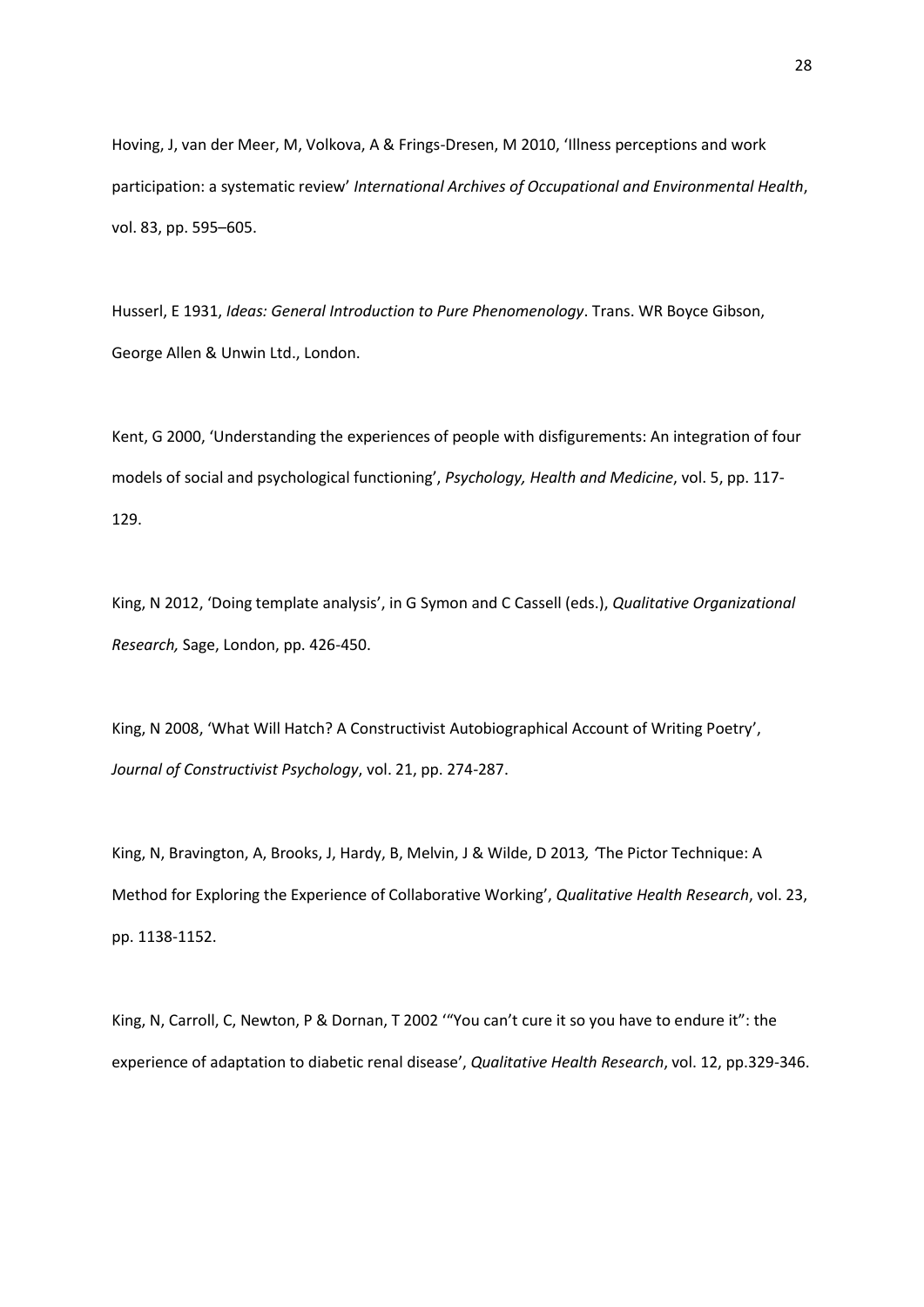Hoving, J, van der Meer, M, Volkova, A & Frings-Dresen, M 2010, 'Illness perceptions and work participation: a systematic review' *International Archives of Occupational and Environmental Health*, vol. 83, pp. 595–605.

Husserl, E 1931, *Ideas: General Introduction to Pure Phenomenology*. Trans. WR Boyce Gibson, George Allen & Unwin Ltd., London.

Kent, G 2000, 'Understanding the experiences of people with disfigurements: An integration of four models of social and psychological functioning', *Psychology, Health and Medicine*, vol. 5, pp. 117-129.

King, N 2012, 'Doing template analysis', in G Symon and C Cassell (eds.), *Qualitative Organizational Research,* Sage, London, pp. 426-450.

King, N 2008, 'What Will Hatch? A Constructivist Autobiographical Account of Writing Poetry', *Journal of Constructivist Psychology*, vol. 21, pp. 274-287.

King, N, Bravington, A, Brooks, J, Hardy, B, Melvin, J & Wilde, D 2013*, '*The Pictor Technique: A Method for Exploring the Experience of Collaborative Working', *Qualitative Health Research*, vol. 23, pp. 1138-1152.

King, N, Carroll, C, Newton, P & Dornan, T 2002 '"You can't cure it so you have to endure it": the experience of adaptation to diabetic renal disease', *Qualitative Health Research*, vol. 12, pp.329-346.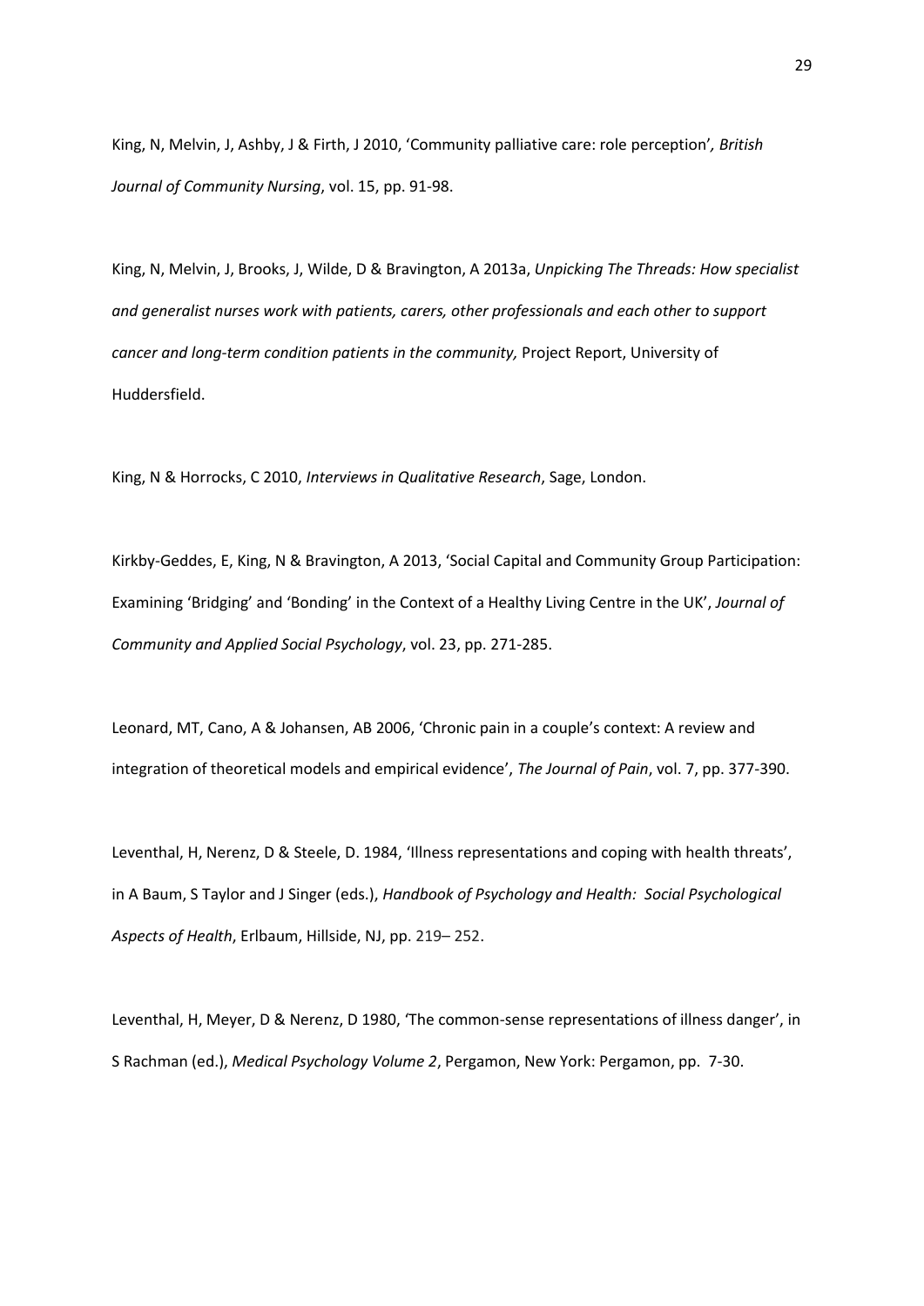King, N, Melvin, J, Ashby, J & Firth, J 2010, 'Community palliative care: role perception'*, British Journal of Community Nursing*, vol. 15, pp. 91-98.

King, N, Melvin, J, Brooks, J, Wilde, D & Bravington, A 2013a, *Unpicking The Threads: How specialist and generalist nurses work with patients, carers, other professionals and each other to support cancer and long-term condition patients in the community,* Project Report, University of Huddersfield.

King, N & Horrocks, C 2010, *Interviews in Qualitative Research*, Sage, London.

Kirkby-Geddes, E, King, N & Bravington, A 2013, 'Social Capital and Community Group Participation: Examining 'Bridging' and 'Bonding' in the Context of a Healthy Living Centre in the UK', *Journal of Community and Applied Social Psychology*, vol. 23, pp. 271-285.

Leonard, MT, Cano, A & Johansen, AB 2006, 'Chronic pain in a couple's context: A review and integration of theoretical models and empirical evidence', *The Journal of Pain*, vol. 7, pp. 377-390.

Leventhal, H, Nerenz, D & Steele, D. 1984, 'Illness representations and coping with health threats', in A Baum, S Taylor and J Singer (eds.), *Handbook of Psychology and Health: Social Psychological Aspects of Health*, Erlbaum, Hillside, NJ, pp. 219– 252.

Leventhal, H, Meyer, D & Nerenz, D 1980, 'The common-sense representations of illness danger', in S Rachman (ed.), *Medical Psychology Volume 2*, Pergamon, New York: Pergamon, pp. 7-30.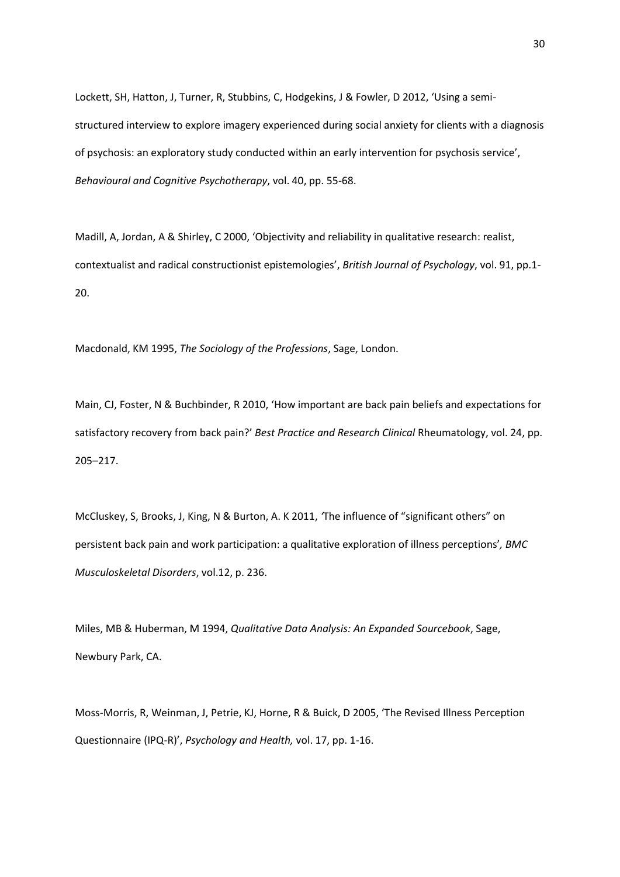Lockett, SH, Hatton, J, Turner, R, Stubbins, C, Hodgekins, J & Fowler, D 2012, 'Using a semi-structured interview to explore imagery experienced during social anxiety for clients with a diagnosis of psychosis: an exploratory study conducted within an early intervention for psychosis service', *Behavioural and Cognitive Psychotherapy*, vol. 40, pp. 55-68.

Madill, A, Jordan, A & Shirley, C 2000, 'Objectivity and reliability in qualitative research: realist, contextualist and radical constructionist epistemologies', *British Journal of Psychology*, vol. 91, pp.1-20.

Macdonald, KM 1995, *The Sociology of the Professions*, Sage, London.

Main, CJ, Foster, N & Buchbinder, R 2010, 'How important are back pain beliefs and expectations for satisfactory recovery from back pain?' *Best Practice and Research Clinical* Rheumatology, vol. 24, pp. 205–217.

McCluskey, S, Brooks, J, King, N & Burton, A. K 2011, *'*The influence of "significant others" on persistent back pain and work participation: a qualitative exploration of illness perceptions'*, BMC Musculoskeletal Disorders*, vol.12, p. 236.

Miles, MB & Huberman, M 1994, *Qualitative Data Analysis: An Expanded Sourcebook*, Sage, Newbury Park, CA.

Moss-Morris, R, Weinman, J, Petrie, KJ, Horne, R & Buick, D 2005, 'The Revised Illness Perception Questionnaire (IPQ-R)', *Psychology and Health,* vol. 17, pp. 1-16.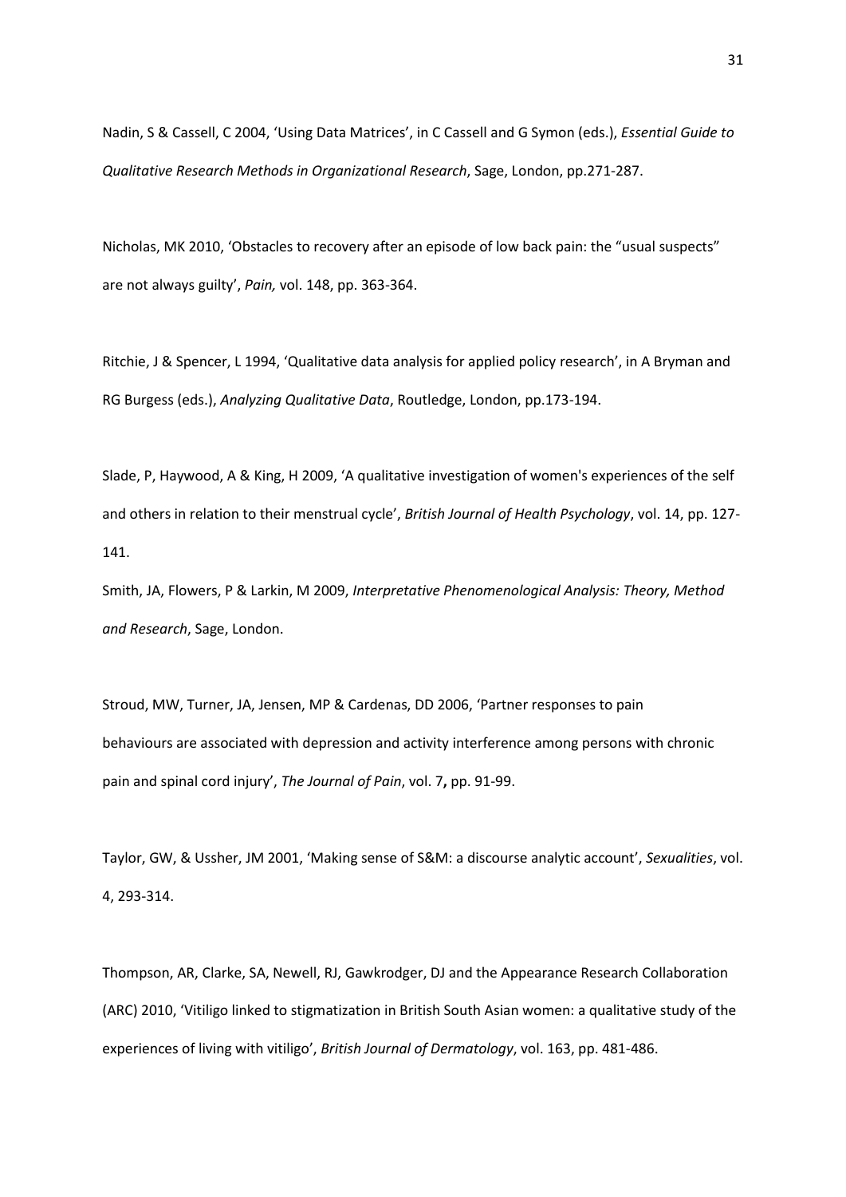Nadin, S & Cassell, C 2004, 'Using Data Matrices', in C Cassell and G Symon (eds.), *Essential Guide to Qualitative Research Methods in Organizational Research*, Sage, London, pp.271-287.

Nicholas, MK 2010, 'Obstacles to recovery after an episode of low back pain: the "usual suspects" are not always guilty', *Pain,* vol. 148, pp. 363-364.

Ritchie, J & Spencer, L 1994, 'Qualitative data analysis for applied policy research', in A Bryman and RG Burgess (eds.), *Analyzing Qualitative Data*, Routledge, London, pp.173-194.

Slade, P, Haywood, A & King, H 2009, 'A qualitative investigation of women's experiences of the self and others in relation to their menstrual cycle', *British Journal of Health Psychology*, vol. 14, pp. 127-141.

Smith, JA, Flowers, P & Larkin, M 2009, *Interpretative Phenomenological Analysis: Theory, Method and Research*, Sage, London.

Stroud, MW, Turner, JA, Jensen, MP & Cardenas, DD 2006, 'Partner responses to pain behaviours are associated with depression and activity interference among persons with chronic pain and spinal cord injury', *The Journal of Pain*, vol. 7**,** pp. 91-99.

Taylor, GW, & Ussher, JM 2001, 'Making sense of S&M: a discourse analytic account', *Sexualities*, vol. 4, 293-314.

Thompson, AR, Clarke, SA, Newell, RJ, Gawkrodger, DJ and the Appearance Research Collaboration (ARC) 2010, 'Vitiligo linked to stigmatization in British South Asian women: a qualitative study of the experiences of living with vitiligo', *British Journal of Dermatology*, vol. 163, pp. 481-486.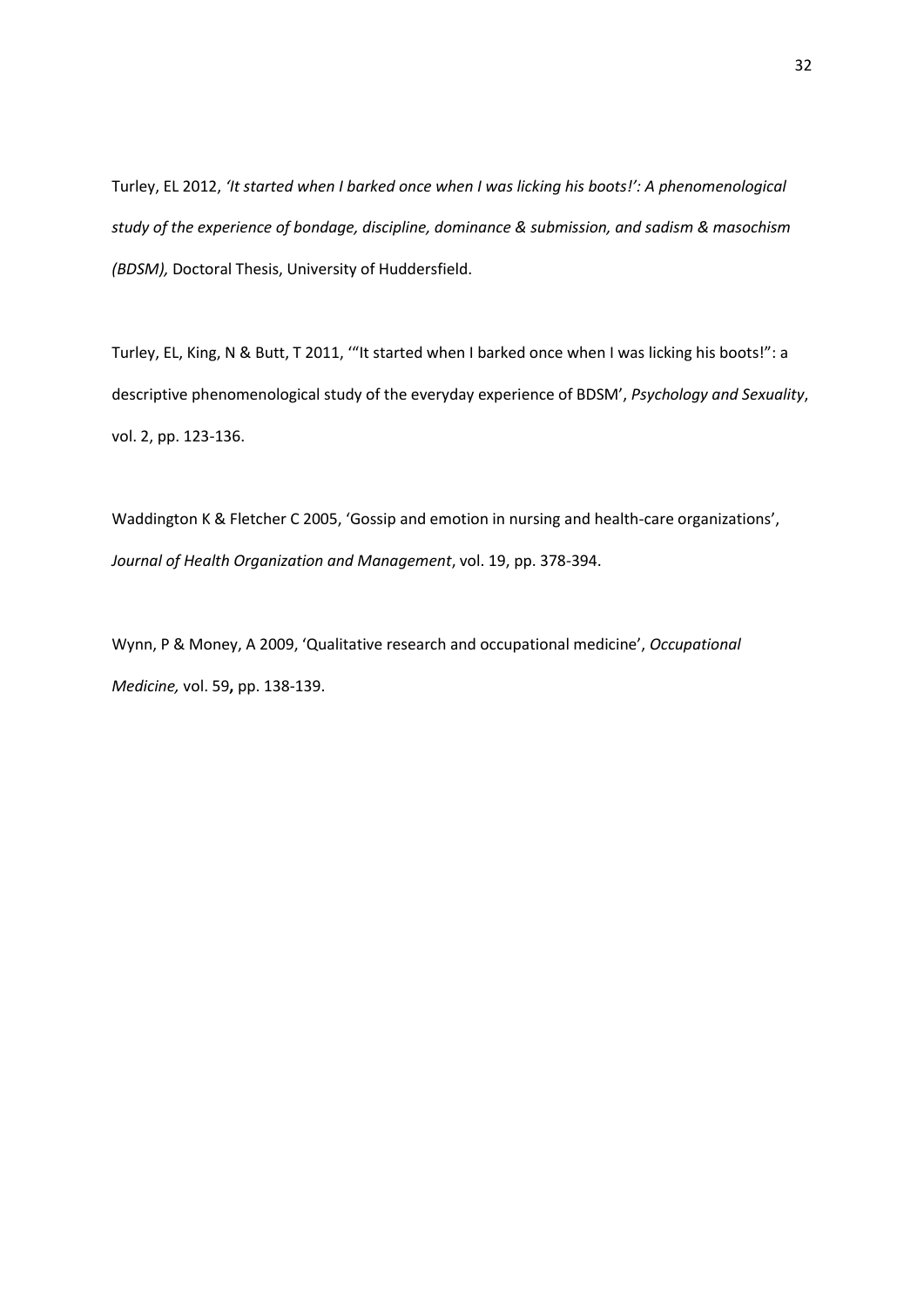Turley, EL 2012, *'It started when I barked once when I was licking his boots!': A phenomenological study of the experience of bondage, discipline, dominance & submission, and sadism & masochism (BDSM),* Doctoral Thesis, University of Huddersfield.

Turley, EL, King, N & Butt, T 2011, '"It started when I barked once when I was licking his boots!": a descriptive phenomenological study of the everyday experience of BDSM', *Psychology and Sexuality*, vol. 2, pp. 123-136.

Waddington K & Fletcher C 2005, 'Gossip and emotion in nursing and health-care organizations', *Journal of Health Organization and Management*, vol. 19, pp. 378-394.

Wynn, P & Money, A 2009, 'Qualitative research and occupational medicine', *Occupational Medicine,* vol. 59**,** pp. 138-139.